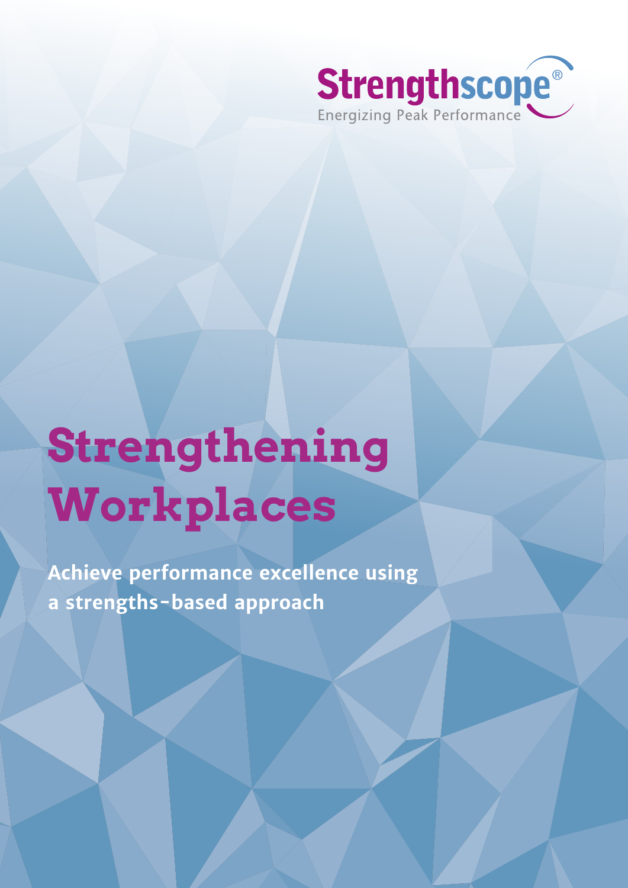Strengthscope®

Energizing Peak Performance

# Strengthening Workplaces

**Achieve performance excellence using a strengths-based approach**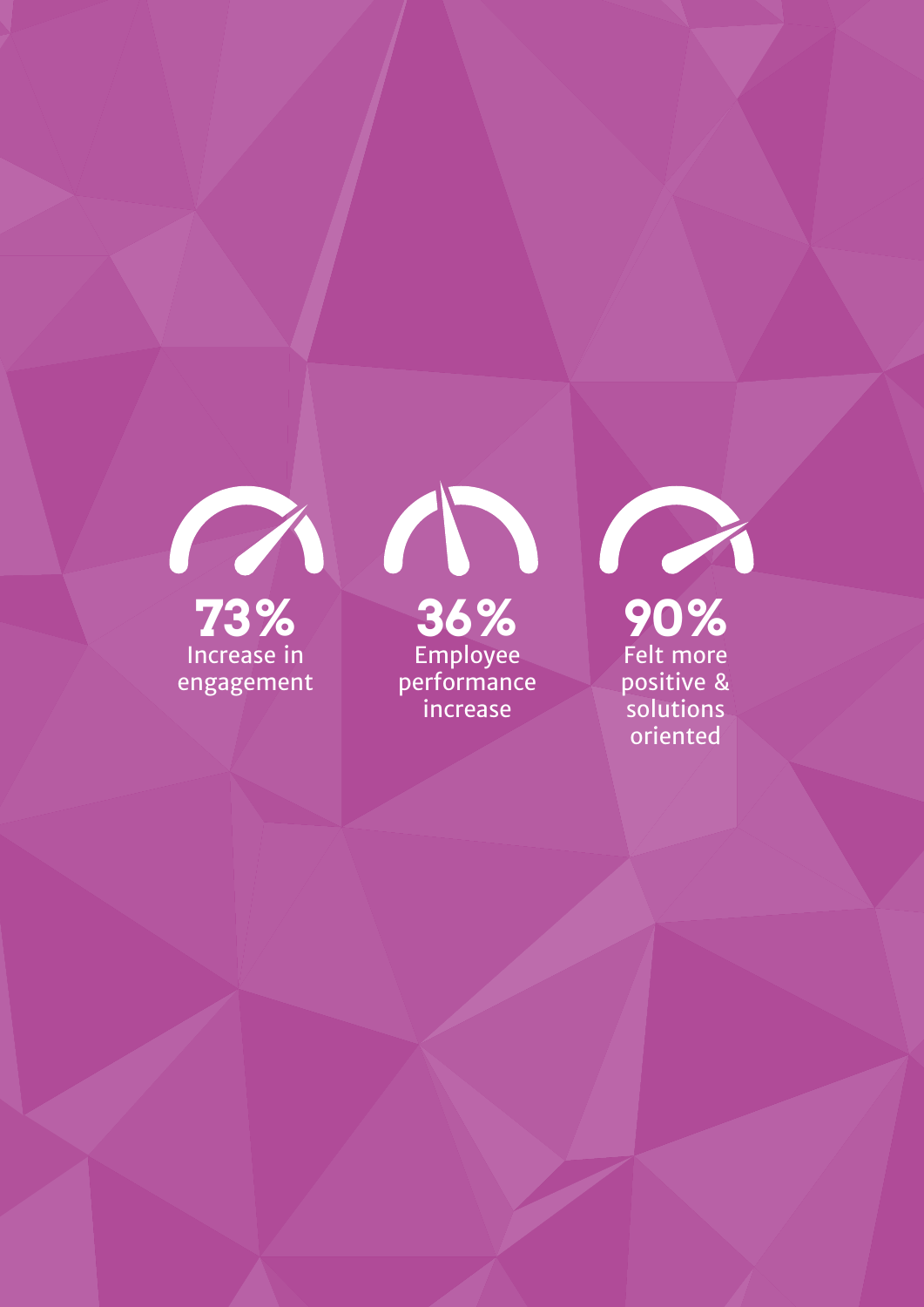**73%**
Increase in engagement

**36%**
Employee performance increase

**90%**
Felt more positive & solutions oriented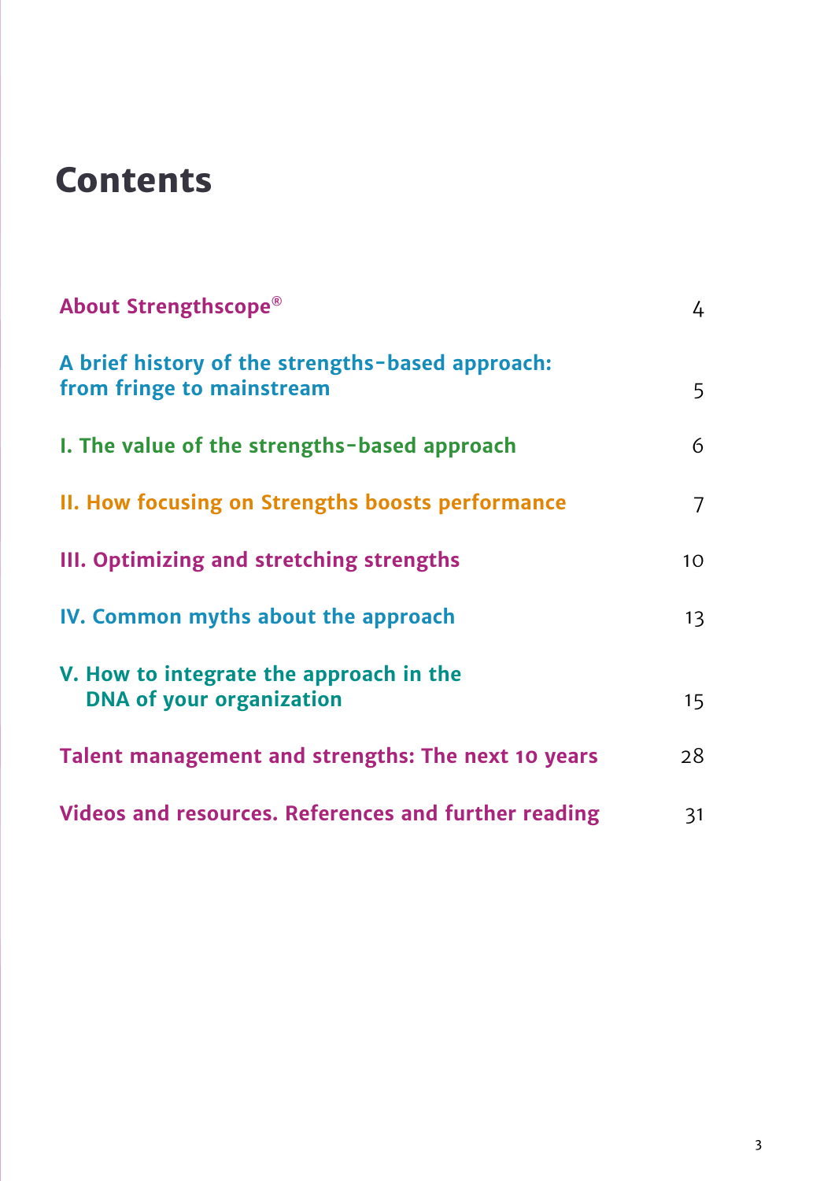# Contents

| | |
|---|---|
| About Strengthscope® | 4 |
| A brief history of the strengths-based approach: from fringe to mainstream | 5 |
| I. The value of the strengths-based approach | 6 |
| II. How focusing on Strengths boosts performance | 7 |
| III. Optimizing and stretching strengths | 10 |
| IV. Common myths about the approach | 13 |
| V. How to integrate the approach in the DNA of your organization | 15 |
| Talent management and strengths: The next 10 years | 28 |
| Videos and resources. References and further reading | 31 |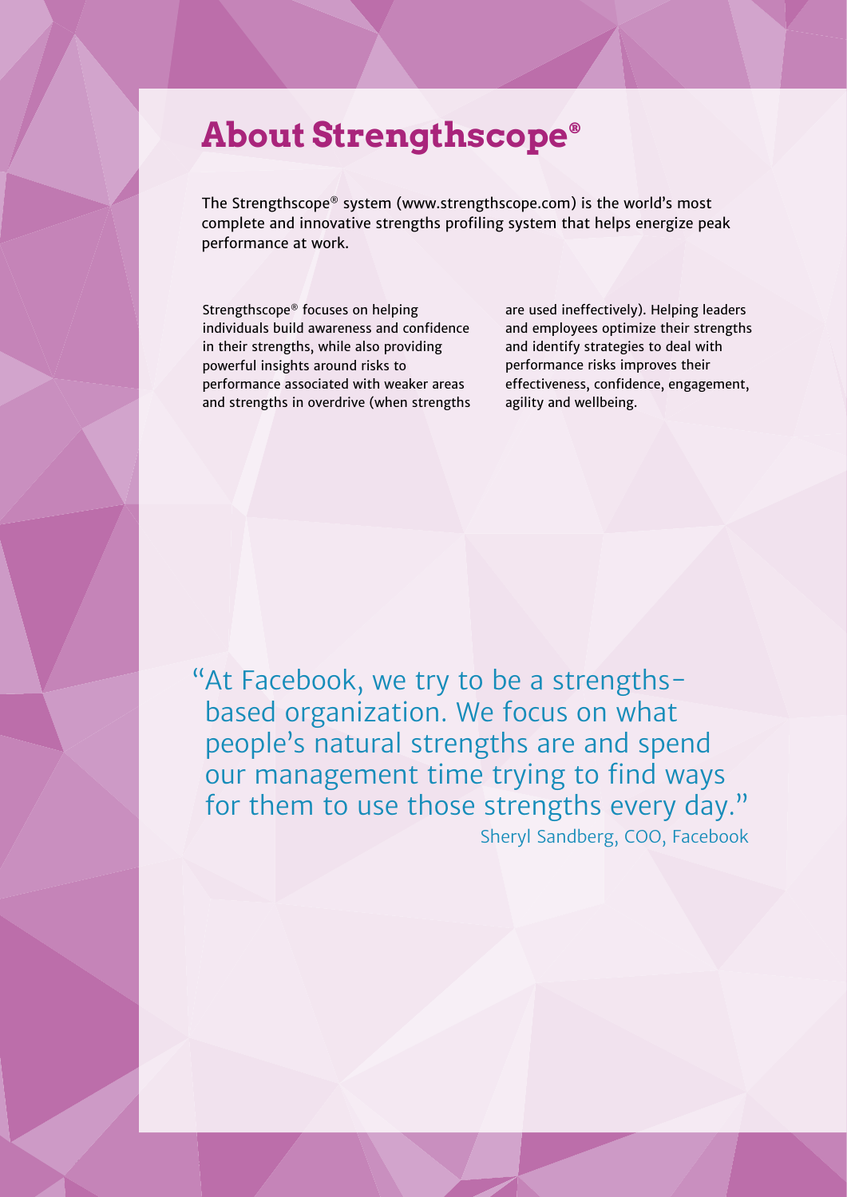# About Strengthscope®

The Strengthscope® system (www.strengthscope.com) is the world's most complete and innovative strengths profiling system that helps energize peak performance at work.

Strengthscope® focuses on helping individuals build awareness and confidence in their strengths, while also providing powerful insights around risks to performance associated with weaker areas and strengths in overdrive (when strengths are used ineffectively). Helping leaders and employees optimize their strengths and identify strategies to deal with performance risks improves their effectiveness, confidence, engagement, agility and wellbeing.

> "At Facebook, we try to be a strengths-based organization. We focus on what people's natural strengths are and spend our management time trying to find ways for them to use those strengths every day."
>
> Sheryl Sandberg, COO, Facebook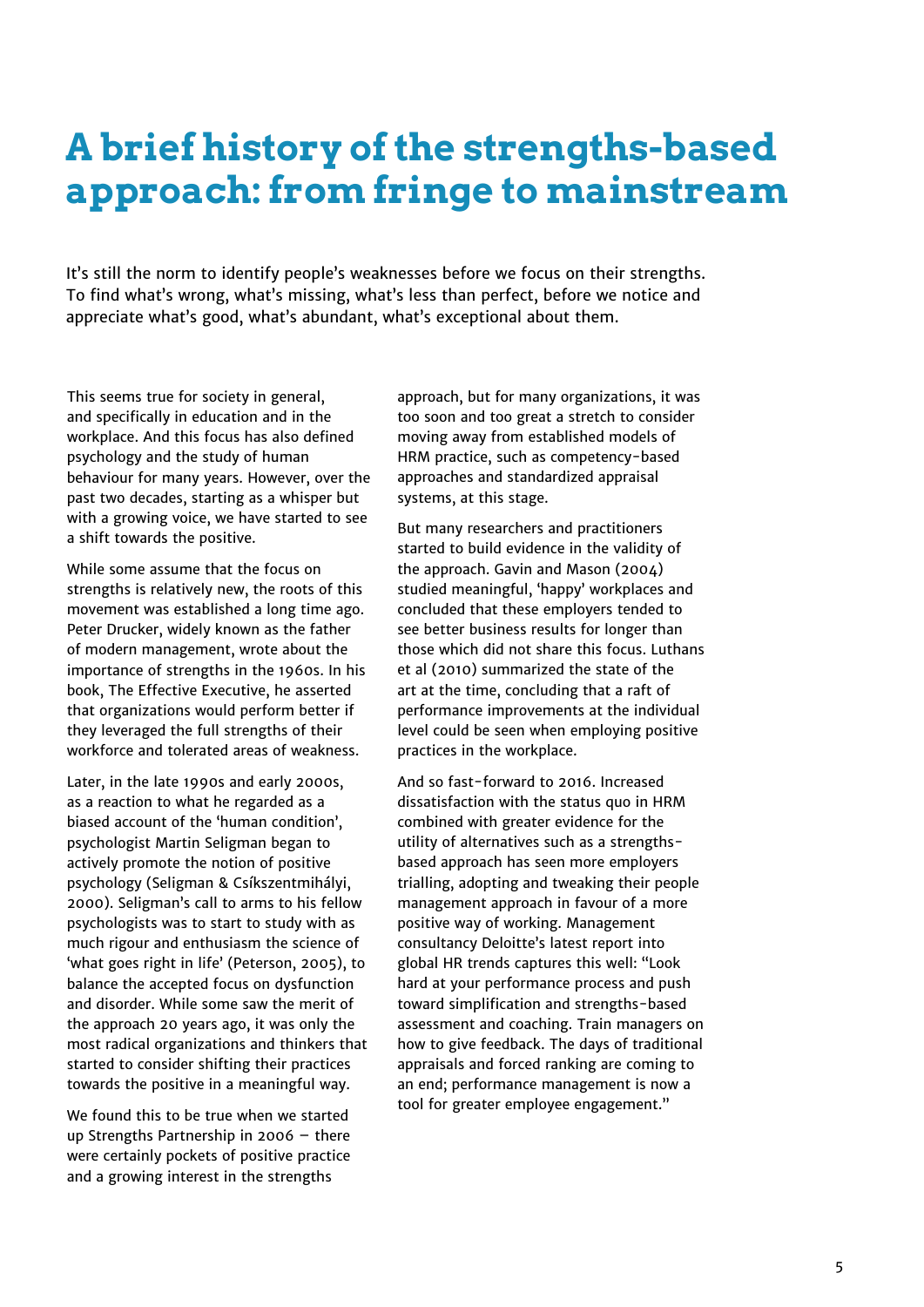# A brief history of the strengths-based approach: from fringe to mainstream

It's still the norm to identify people's weaknesses before we focus on their strengths. To find what's wrong, what's missing, what's less than perfect, before we notice and appreciate what's good, what's abundant, what's exceptional about them.

This seems true for society in general, and specifically in education and in the workplace. And this focus has also defined psychology and the study of human behaviour for many years. However, over the past two decades, starting as a whisper but with a growing voice, we have started to see a shift towards the positive.

While some assume that the focus on strengths is relatively new, the roots of this movement was established a long time ago. Peter Drucker, widely known as the father of modern management, wrote about the importance of strengths in the 1960s. In his book, The Effective Executive, he asserted that organizations would perform better if they leveraged the full strengths of their workforce and tolerated areas of weakness.

Later, in the late 1990s and early 2000s, as a reaction to what he regarded as a biased account of the 'human condition', psychologist Martin Seligman began to actively promote the notion of positive psychology (Seligman & Csíkszentmihályi, 2000). Seligman's call to arms to his fellow psychologists was to start to study with as much rigour and enthusiasm the science of 'what goes right in life' (Peterson, 2005), to balance the accepted focus on dysfunction and disorder. While some saw the merit of the approach 20 years ago, it was only the most radical organizations and thinkers that started to consider shifting their practices towards the positive in a meaningful way.

We found this to be true when we started up Strengths Partnership in 2006 – there were certainly pockets of positive practice and a growing interest in the strengths approach, but for many organizations, it was too soon and too great a stretch to consider moving away from established models of HRM practice, such as competency-based approaches and standardized appraisal systems, at this stage.

But many researchers and practitioners started to build evidence in the validity of the approach. Gavin and Mason (2004) studied meaningful, 'happy' workplaces and concluded that these employers tended to see better business results for longer than those which did not share this focus. Luthans et al (2010) summarized the state of the art at the time, concluding that a raft of performance improvements at the individual level could be seen when employing positive practices in the workplace.

And so fast-forward to 2016. Increased dissatisfaction with the status quo in HRM combined with greater evidence for the utility of alternatives such as a strengths-based approach has seen more employers trialling, adopting and tweaking their people management approach in favour of a more positive way of working. Management consultancy Deloitte's latest report into global HR trends captures this well: "Look hard at your performance process and push toward simplification and strengths-based assessment and coaching. Train managers on how to give feedback. The days of traditional appraisals and forced ranking are coming to an end; performance management is now a tool for greater employee engagement."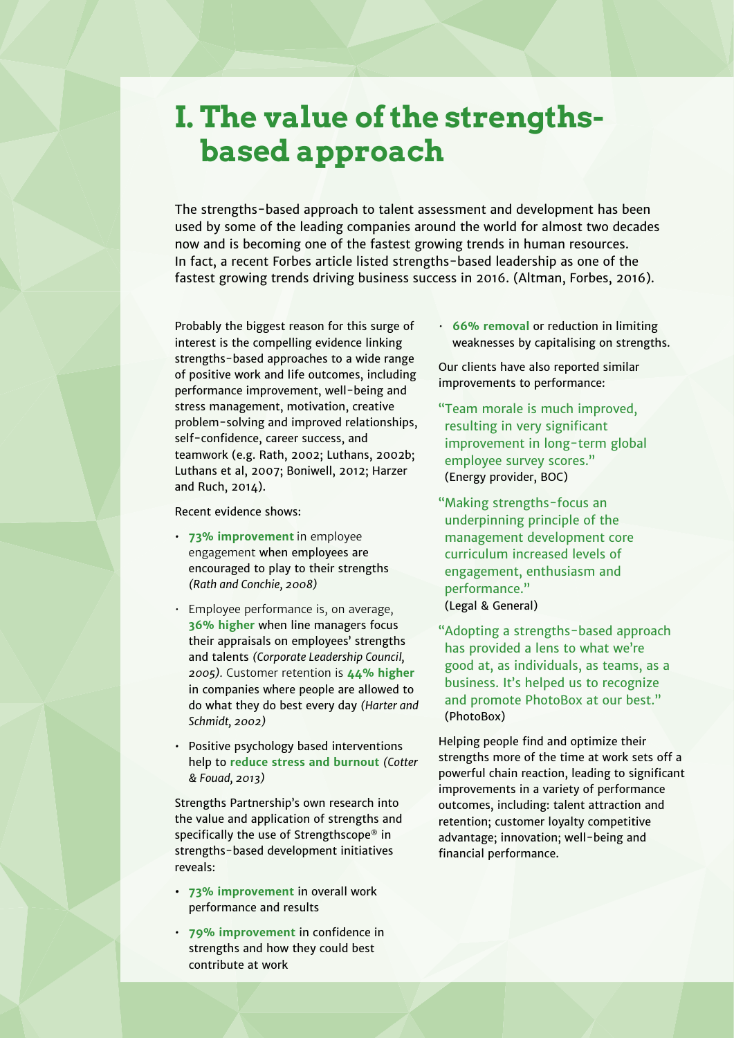# I. The value of the strengths-based approach

The strengths-based approach to talent assessment and development has been used by some of the leading companies around the world for almost two decades now and is becoming one of the fastest growing trends in human resources. In fact, a recent Forbes article listed strengths-based leadership as one of the fastest growing trends driving business success in 2016. (Altman, Forbes, 2016).

Probably the biggest reason for this surge of interest is the compelling evidence linking strengths-based approaches to a wide range of positive work and life outcomes, including performance improvement, well-being and stress management, motivation, creative problem-solving and improved relationships, self-confidence, career success, and teamwork (e.g. Rath, 2002; Luthans, 2002b; Luthans et al, 2007; Boniwell, 2012; Harzer and Ruch, 2014).

Recent evidence shows:

- **73% improvement** in employee engagement when employees are encouraged to play to their strengths *(Rath and Conchie, 2008)*
- Employee performance is, on average, **36% higher** when line managers focus their appraisals on employees' strengths and talents *(Corporate Leadership Council, 2005)*. Customer retention is **44% higher** in companies where people are allowed to do what they do best every day *(Harter and Schmidt, 2002)*
- Positive psychology based interventions help to **reduce stress and burnout** *(Cotter & Fouad, 2013)*

Strengths Partnership's own research into the value and application of strengths and specifically the use of Strengthscope® in strengths-based development initiatives reveals:

- **73% improvement** in overall work performance and results
- **79% improvement** in confidence in strengths and how they could best contribute at work
- **66% removal** or reduction in limiting weaknesses by capitalising on strengths.

Our clients have also reported similar improvements to performance:

"Team morale is much improved, resulting in very significant improvement in long-term global employee survey scores."
(Energy provider, BOC)

"Making strengths-focus an underpinning principle of the management development core curriculum increased levels of engagement, enthusiasm and performance."
(Legal & General)

"Adopting a strengths-based approach has provided a lens to what we're good at, as individuals, as teams, as a business. It's helped us to recognize and promote PhotoBox at our best."
(PhotoBox)

Helping people find and optimize their strengths more of the time at work sets off a powerful chain reaction, leading to significant improvements in a variety of performance outcomes, including: talent attraction and retention; customer loyalty competitive advantage; innovation; well-being and financial performance.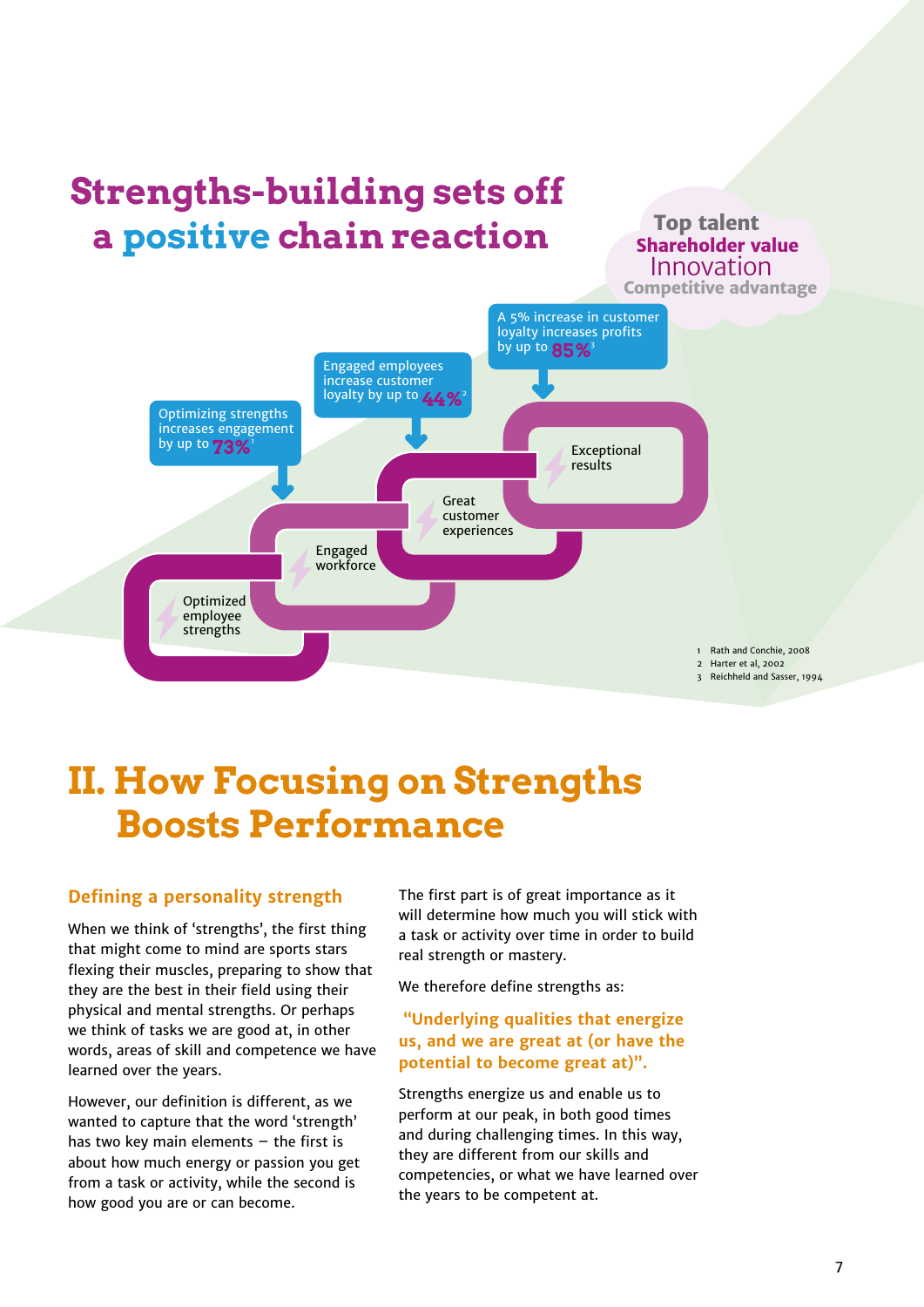## Strengths-building sets off a positive chain reaction

Top talent
Shareholder value
Innovation
Competitive advantage

A 5% increase in customer loyalty increases profits by up to **85%**[3]

Engaged employees increase customer loyalty by up to **44%**[2]

Optimizing strengths increases engagement by up to **73%**[1]

Optimized employee strengths

Engaged workforce

Great customer experiences

Exceptional results

1 Rath and Conchie, 2008
2 Harter et al, 2002
3 Reichheld and Sasser, 1994

# II. How Focusing on Strengths Boosts Performance

### Defining a personality strength

When we think of 'strengths', the first thing that might come to mind are sports stars flexing their muscles, preparing to show that they are the best in their field using their physical and mental strengths. Or perhaps we think of tasks we are good at, in other words, areas of skill and competence we have learned over the years.

However, our definition is different, as we wanted to capture that the word 'strength' has two key main elements – the first is about how much energy or passion you get from a task or activity, while the second is how good you are or can become.

The first part is of great importance as it will determine how much you will stick with a task or activity over time in order to build real strength or mastery.

We therefore define strengths as:

**"Underlying qualities that energize us, and we are great at (or have the potential to become great at)".**

Strengths energize us and enable us to perform at our peak, in both good times and during challenging times. In this way, they are different from our skills and competencies, or what we have learned over the years to be competent at.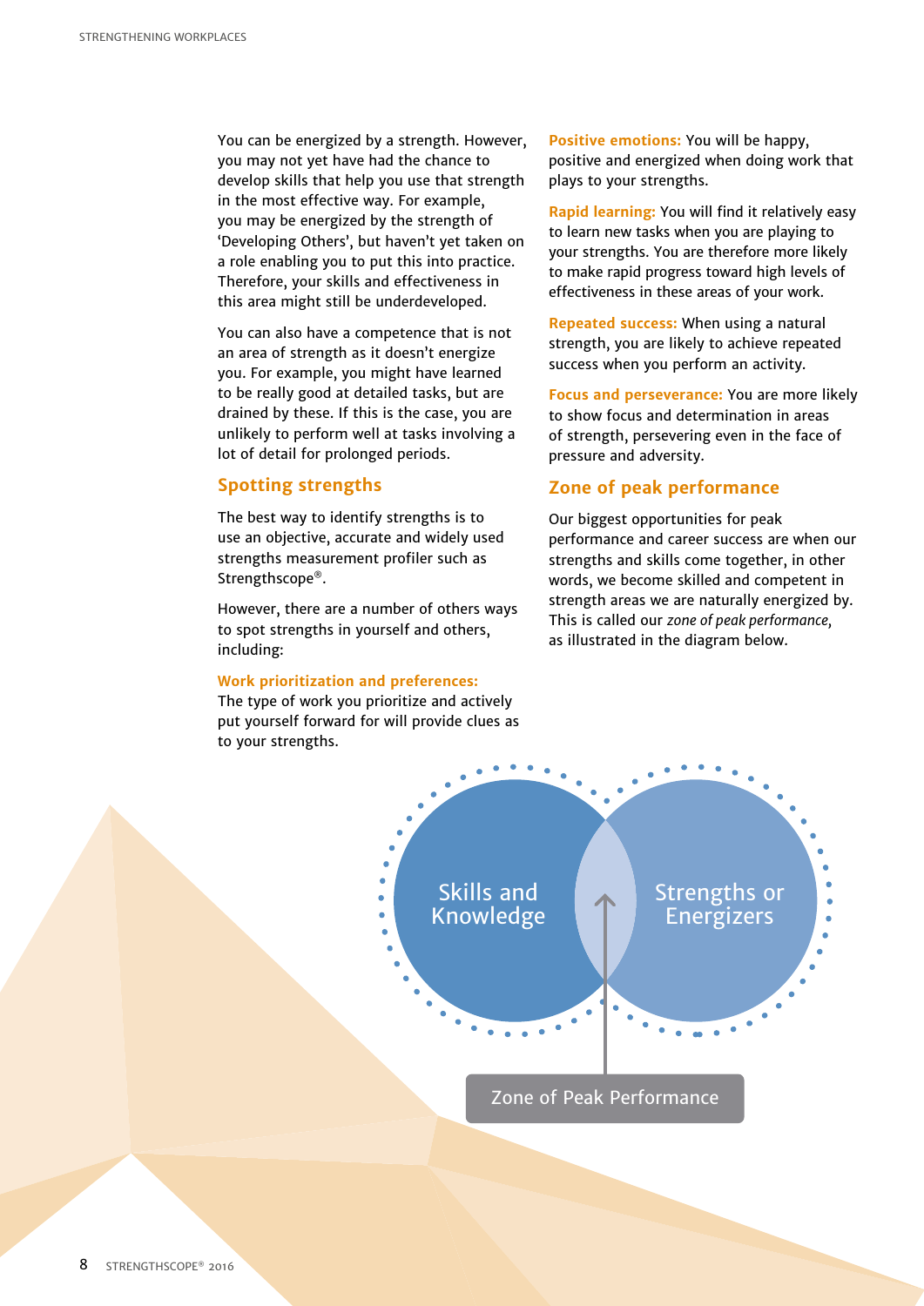You can be energized by a strength. However, you may not yet have had the chance to develop skills that help you use that strength in the most effective way. For example, you may be energized by the strength of 'Developing Others', but haven't yet taken on a role enabling you to put this into practice. Therefore, your skills and effectiveness in this area might still be underdeveloped.

You can also have a competence that is not an area of strength as it doesn't energize you. For example, you might have learned to be really good at detailed tasks, but are drained by these. If this is the case, you are unlikely to perform well at tasks involving a lot of detail for prolonged periods.

## Spotting strengths

The best way to identify strengths is to use an objective, accurate and widely used strengths measurement profiler such as Strengthscope®.

However, there are a number of others ways to spot strengths in yourself and others, including:

**Work prioritization and preferences:** The type of work you prioritize and actively put yourself forward for will provide clues as to your strengths.

**Positive emotions:** You will be happy, positive and energized when doing work that plays to your strengths.

**Rapid learning:** You will find it relatively easy to learn new tasks when you are playing to your strengths. You are therefore more likely to make rapid progress toward high levels of effectiveness in these areas of your work.

**Repeated success:** When using a natural strength, you are likely to achieve repeated success when you perform an activity.

**Focus and perseverance:** You are more likely to show focus and determination in areas of strength, persevering even in the face of pressure and adversity.

## Zone of peak performance

Our biggest opportunities for peak performance and career success are when our strengths and skills come together, in other words, we become skilled and competent in strength areas we are naturally energized by. This is called our *zone of peak performance*, as illustrated in the diagram below.

Skills and Knowledge | Strengths or Energizers

Zone of Peak Performance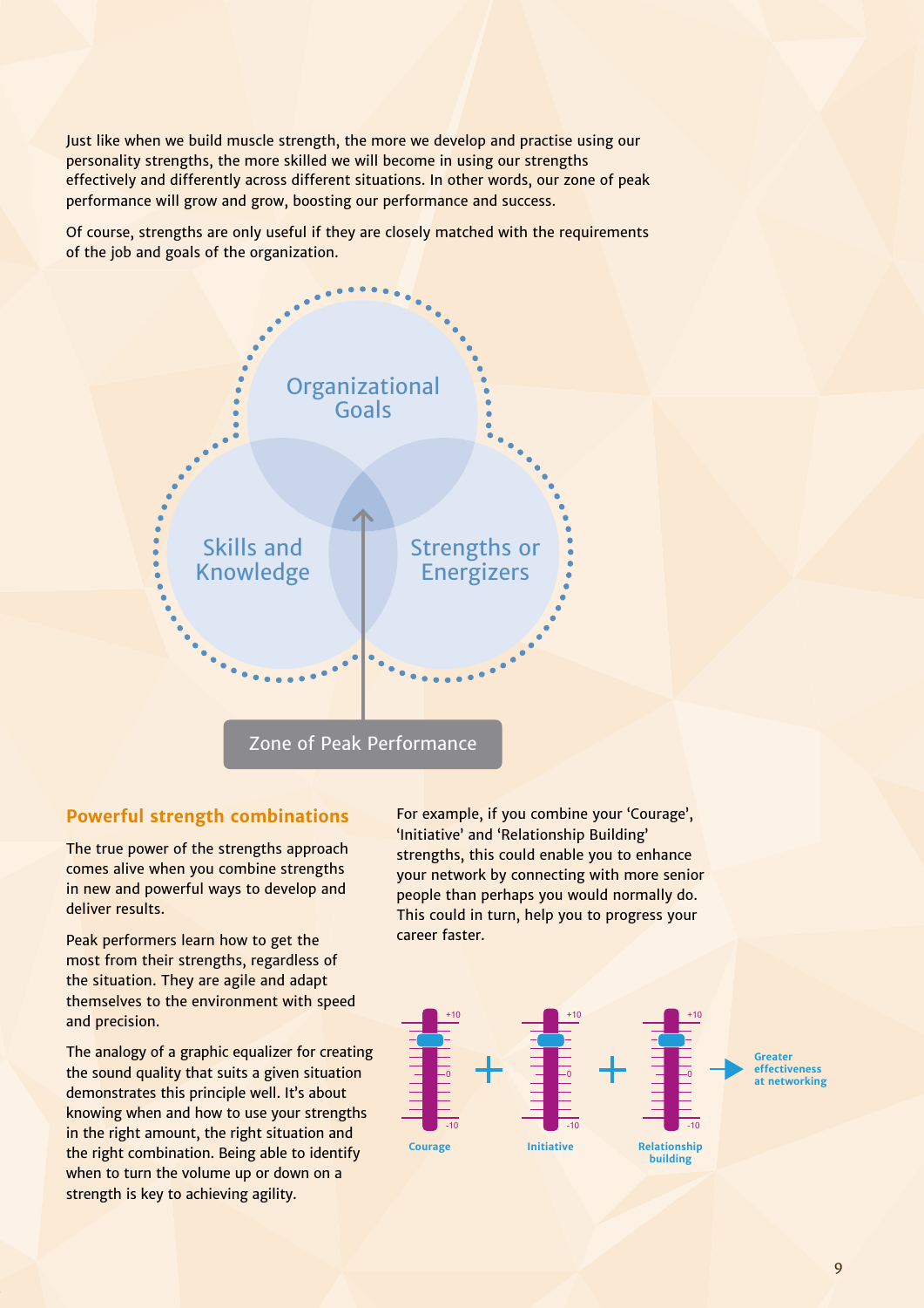Just like when we build muscle strength, the more we develop and practise using our personality strengths, the more skilled we will become in using our strengths effectively and differently across different situations. In other words, our zone of peak performance will grow and grow, boosting our performance and success.

Of course, strengths are only useful if they are closely matched with the requirements of the job and goals of the organization.

Organizational Goals

Skills and Knowledge

Strengths or Energizers

Zone of Peak Performance

## Powerful strength combinations

The true power of the strengths approach comes alive when you combine strengths in new and powerful ways to develop and deliver results.

Peak performers learn how to get the most from their strengths, regardless of the situation. They are agile and adapt themselves to the environment with speed and precision.

The analogy of a graphic equalizer for creating the sound quality that suits a given situation demonstrates this principle well. It's about knowing when and how to use your strengths in the right amount, the right situation and the right combination. Being able to identify when to turn the volume up or down on a strength is key to achieving agility.

For example, if you combine your 'Courage', 'Initiative' and 'Relationship Building' strengths, this could enable you to enhance your network by connecting with more senior people than perhaps you would normally do. This could in turn, help you to progress your career faster.

Courage + Initiative + Relationship building → Greater effectiveness at networking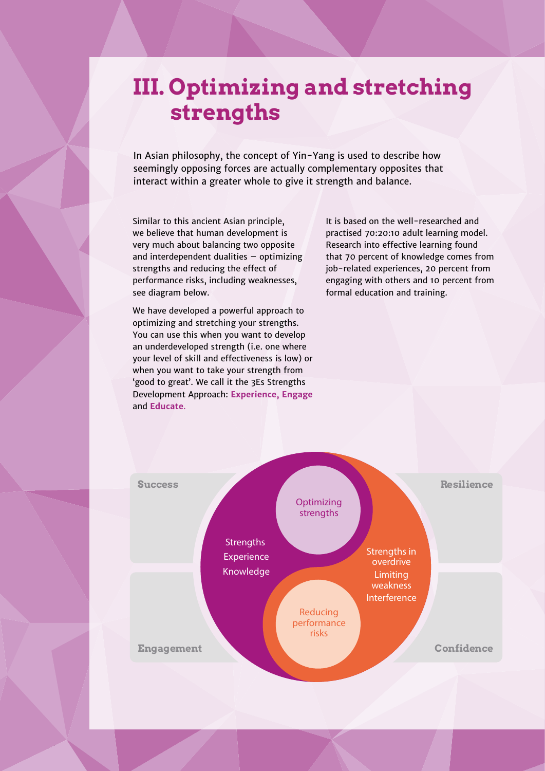# III. Optimizing and stretching strengths

In Asian philosophy, the concept of Yin-Yang is used to describe how seemingly opposing forces are actually complementary opposites that interact within a greater whole to give it strength and balance.

Similar to this ancient Asian principle, we believe that human development is very much about balancing two opposite and interdependent dualities – optimizing strengths and reducing the effect of performance risks, including weaknesses, see diagram below.

We have developed a powerful approach to optimizing and stretching your strengths. You can use this when you want to develop an underdeveloped strength (i.e. one where your level of skill and effectiveness is low) or when you want to take your strength from 'good to great'. We call it the 3Es Strengths Development Approach: **Experience, Engage** and **Educate**.

It is based on the well-researched and practised 70:20:10 adult learning model. Research into effective learning found that 70 percent of knowledge comes from job-related experiences, 20 percent from engaging with others and 10 percent from formal education and training.

**Success**

**Resilience**

Optimizing strengths

Strengths
Experience
Knowledge

Strengths in overdrive
Limiting weakness
Interference

Reducing performance risks

**Engagement**

**Confidence**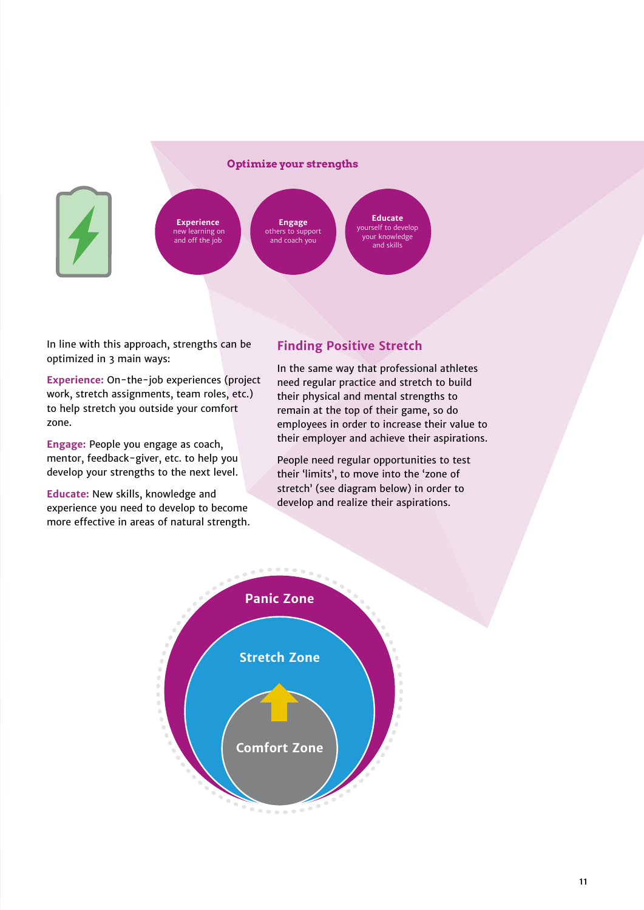## Optimize your strengths

**Experience** new learning on and off the job

**Engage** others to support and coach you

**Educate** yourself to develop your knowledge and skills

In line with this approach, strengths can be optimized in 3 main ways:

**Experience:** On-the-job experiences (project work, stretch assignments, team roles, etc.) to help stretch you outside your comfort zone.

**Engage:** People you engage as coach, mentor, feedback-giver, etc. to help you develop your strengths to the next level.

**Educate:** New skills, knowledge and experience you need to develop to become more effective in areas of natural strength.

## Finding Positive Stretch

In the same way that professional athletes need regular practice and stretch to build their physical and mental strengths to remain at the top of their game, so do employees in order to increase their value to their employer and achieve their aspirations.

People need regular opportunities to test their 'limits', to move into the 'zone of stretch' (see diagram below) in order to develop and realize their aspirations.

Panic Zone

Stretch Zone

Comfort Zone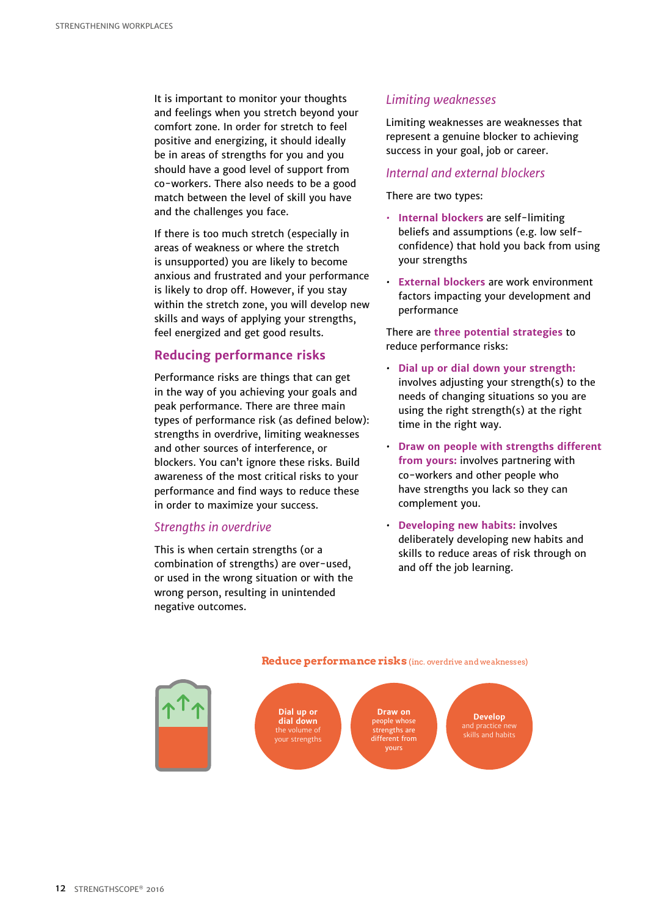It is important to monitor your thoughts and feelings when you stretch beyond your comfort zone. In order for stretch to feel positive and energizing, it should ideally be in areas of strengths for you and you should have a good level of support from co-workers. There also needs to be a good match between the level of skill you have and the challenges you face.

If there is too much stretch (especially in areas of weakness or where the stretch is unsupported) you are likely to become anxious and frustrated and your performance is likely to drop off. However, if you stay within the stretch zone, you will develop new skills and ways of applying your strengths, feel energized and get good results.

## Reducing performance risks

Performance risks are things that can get in the way of you achieving your goals and peak performance. There are three main types of performance risk (as defined below): strengths in overdrive, limiting weaknesses and other sources of interference, or blockers. You can't ignore these risks. Build awareness of the most critical risks to your performance and find ways to reduce these in order to maximize your success.

### *Strengths in overdrive*

This is when certain strengths (or a combination of strengths) are over-used, or used in the wrong situation or with the wrong person, resulting in unintended negative outcomes.

### *Limiting weaknesses*

Limiting weaknesses are weaknesses that represent a genuine blocker to achieving success in your goal, job or career.

### *Internal and external blockers*

There are two types:

- **Internal blockers** are self-limiting beliefs and assumptions (e.g. low self-confidence) that hold you back from using your strengths
- **External blockers** are work environment factors impacting your development and performance

There are **three potential strategies** to reduce performance risks:

- **Dial up or dial down your strength:** involves adjusting your strength(s) to the needs of changing situations so you are using the right strength(s) at the right time in the right way.
- **Draw on people with strengths different from yours:** involves partnering with co-workers and other people who have strengths you lack so they can complement you.
- **Developing new habits:** involves deliberately developing new habits and skills to reduce areas of risk through on and off the job learning.

**Reduce performance risks** (inc. overdrive and weaknesses)

- **Dial up or dial down** the volume of your strengths
- **Draw on** people whose strengths are different from yours
- **Develop** and practice new skills and habits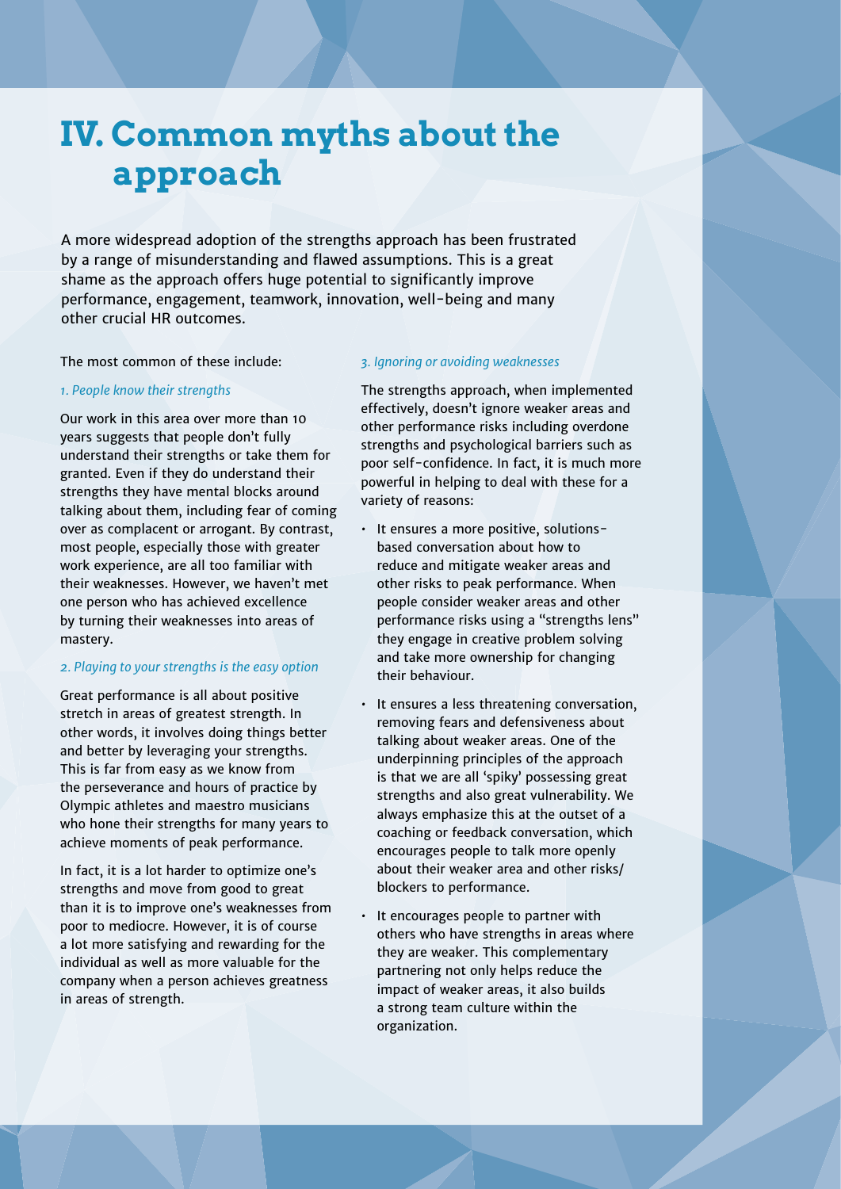# IV. Common myths about the approach

A more widespread adoption of the strengths approach has been frustrated by a range of misunderstanding and flawed assumptions. This is a great shame as the approach offers huge potential to significantly improve performance, engagement, teamwork, innovation, well-being and many other crucial HR outcomes.

The most common of these include:

*1. People know their strengths*

Our work in this area over more than 10 years suggests that people don't fully understand their strengths or take them for granted. Even if they do understand their strengths they have mental blocks around talking about them, including fear of coming over as complacent or arrogant. By contrast, most people, especially those with greater work experience, are all too familiar with their weaknesses. However, we haven't met one person who has achieved excellence by turning their weaknesses into areas of mastery.

*2. Playing to your strengths is the easy option*

Great performance is all about positive stretch in areas of greatest strength. In other words, it involves doing things better and better by leveraging your strengths. This is far from easy as we know from the perseverance and hours of practice by Olympic athletes and maestro musicians who hone their strengths for many years to achieve moments of peak performance.

In fact, it is a lot harder to optimize one's strengths and move from good to great than it is to improve one's weaknesses from poor to mediocre. However, it is of course a lot more satisfying and rewarding for the individual as well as more valuable for the company when a person achieves greatness in areas of strength.

*3. Ignoring or avoiding weaknesses*

The strengths approach, when implemented effectively, doesn't ignore weaker areas and other performance risks including overdone strengths and psychological barriers such as poor self-confidence. In fact, it is much more powerful in helping to deal with these for a variety of reasons:

- It ensures a more positive, solutions-based conversation about how to reduce and mitigate weaker areas and other risks to peak performance. When people consider weaker areas and other performance risks using a "strengths lens" they engage in creative problem solving and take more ownership for changing their behaviour.
- It ensures a less threatening conversation, removing fears and defensiveness about talking about weaker areas. One of the underpinning principles of the approach is that we are all 'spiky' possessing great strengths and also great vulnerability. We always emphasize this at the outset of a coaching or feedback conversation, which encourages people to talk more openly about their weaker area and other risks/blockers to performance.
- It encourages people to partner with others who have strengths in areas where they are weaker. This complementary partnering not only helps reduce the impact of weaker areas, it also builds a strong team culture within the organization.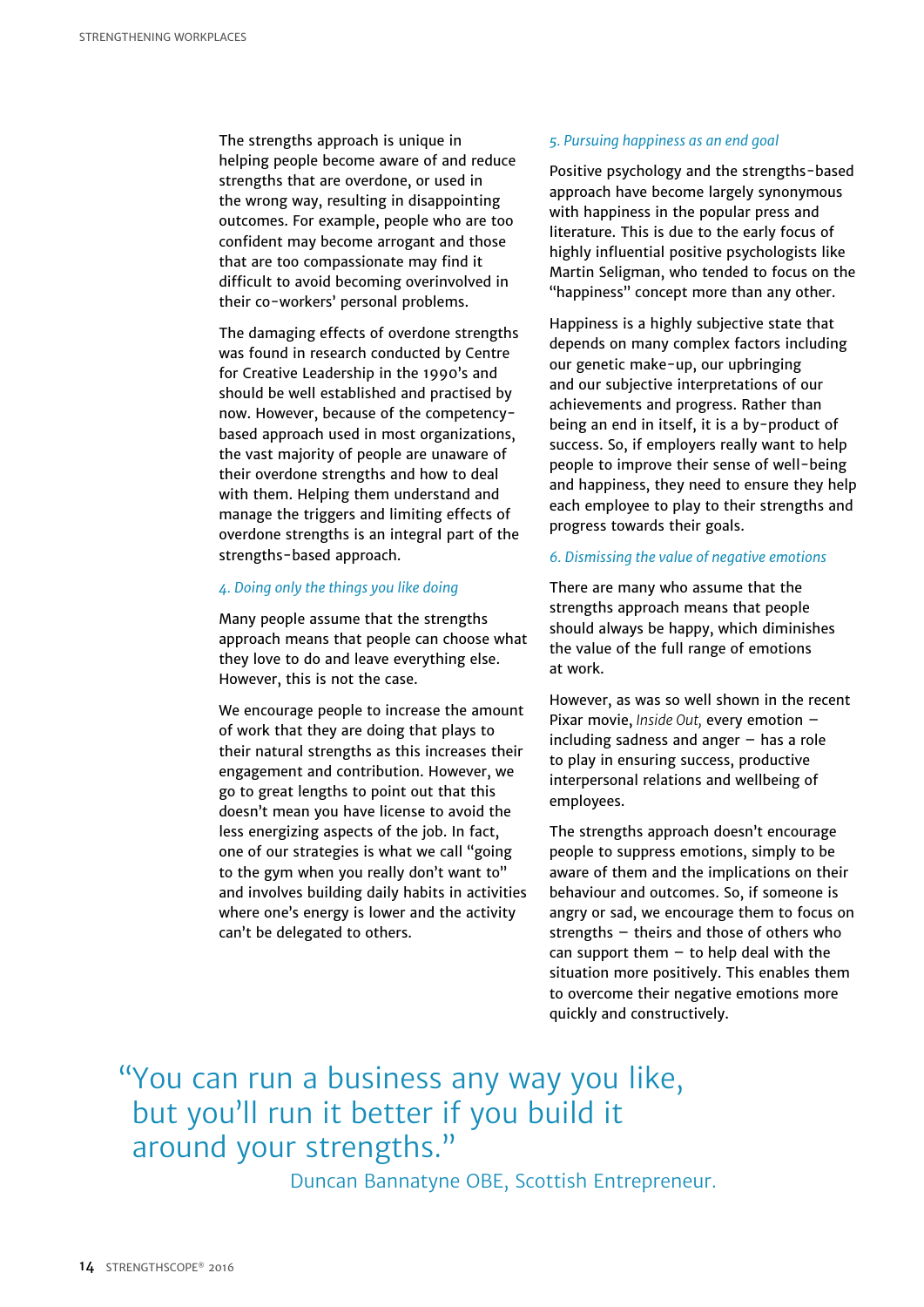The strengths approach is unique in helping people become aware of and reduce strengths that are overdone, or used in the wrong way, resulting in disappointing outcomes. For example, people who are too confident may become arrogant and those that are too compassionate may find it difficult to avoid becoming overinvolved in their co-workers' personal problems.

The damaging effects of overdone strengths was found in research conducted by Centre for Creative Leadership in the 1990's and should be well established and practised by now. However, because of the competency-based approach used in most organizations, the vast majority of people are unaware of their overdone strengths and how to deal with them. Helping them understand and manage the triggers and limiting effects of overdone strengths is an integral part of the strengths-based approach.

### *4. Doing only the things you like doing*

Many people assume that the strengths approach means that people can choose what they love to do and leave everything else. However, this is not the case.

We encourage people to increase the amount of work that they are doing that plays to their natural strengths as this increases their engagement and contribution. However, we go to great lengths to point out that this doesn't mean you have license to avoid the less energizing aspects of the job. In fact, one of our strategies is what we call "going to the gym when you really don't want to" and involves building daily habits in activities where one's energy is lower and the activity can't be delegated to others.

### *5. Pursuing happiness as an end goal*

Positive psychology and the strengths-based approach have become largely synonymous with happiness in the popular press and literature. This is due to the early focus of highly influential positive psychologists like Martin Seligman, who tended to focus on the "happiness" concept more than any other.

Happiness is a highly subjective state that depends on many complex factors including our genetic make-up, our upbringing and our subjective interpretations of our achievements and progress. Rather than being an end in itself, it is a by-product of success. So, if employers really want to help people to improve their sense of well-being and happiness, they need to ensure they help each employee to play to their strengths and progress towards their goals.

### *6. Dismissing the value of negative emotions*

There are many who assume that the strengths approach means that people should always be happy, which diminishes the value of the full range of emotions at work.

However, as was so well shown in the recent Pixar movie, *Inside Out,* every emotion – including sadness and anger – has a role to play in ensuring success, productive interpersonal relations and wellbeing of employees.

The strengths approach doesn't encourage people to suppress emotions, simply to be aware of them and the implications on their behaviour and outcomes. So, if someone is angry or sad, we encourage them to focus on strengths – theirs and those of others who can support them – to help deal with the situation more positively. This enables them to overcome their negative emotions more quickly and constructively.

> "You can run a business any way you like, but you'll run it better if you build it around your strengths."
>
> Duncan Bannatyne OBE, Scottish Entrepreneur.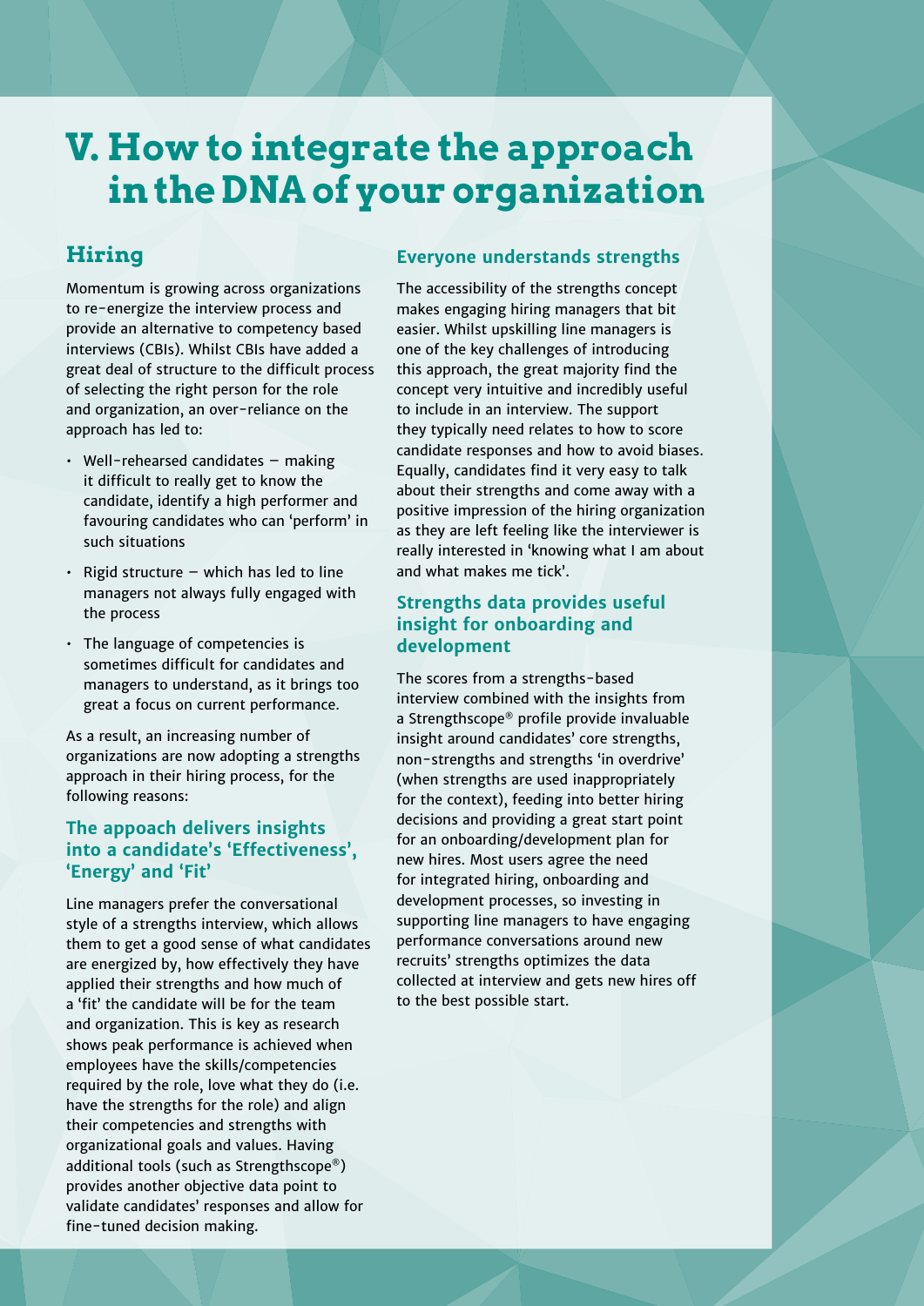# V. How to integrate the approach in the DNA of your organization

## Hiring

Momentum is growing across organizations to re-energize the interview process and provide an alternative to competency based interviews (CBIs). Whilst CBIs have added a great deal of structure to the difficult process of selecting the right person for the role and organization, an over-reliance on the approach has led to:

- Well-rehearsed candidates – making it difficult to really get to know the candidate, identify a high performer and favouring candidates who can 'perform' in such situations
- Rigid structure – which has led to line managers not always fully engaged with the process
- The language of competencies is sometimes difficult for candidates and managers to understand, as it brings too great a focus on current performance.

As a result, an increasing number of organizations are now adopting a strengths approach in their hiring process, for the following reasons:

### The appoach delivers insights into a candidate's 'Effectiveness', 'Energy' and 'Fit'

Line managers prefer the conversational style of a strengths interview, which allows them to get a good sense of what candidates are energized by, how effectively they have applied their strengths and how much of a 'fit' the candidate will be for the team and organization. This is key as research shows peak performance is achieved when employees have the skills/competencies required by the role, love what they do (i.e. have the strengths for the role) and align their competencies and strengths with organizational goals and values. Having additional tools (such as Strengthscope®) provides another objective data point to validate candidates' responses and allow for fine-tuned decision making.

### Everyone understands strengths

The accessibility of the strengths concept makes engaging hiring managers that bit easier. Whilst upskilling line managers is one of the key challenges of introducing this approach, the great majority find the concept very intuitive and incredibly useful to include in an interview. The support they typically need relates to how to score candidate responses and how to avoid biases. Equally, candidates find it very easy to talk about their strengths and come away with a positive impression of the hiring organization as they are left feeling like the interviewer is really interested in 'knowing what I am about and what makes me tick'.

### Strengths data provides useful insight for onboarding and development

The scores from a strengths-based interview combined with the insights from a Strengthscope® profile provide invaluable insight around candidates' core strengths, non-strengths and strengths 'in overdrive' (when strengths are used inappropriately for the context), feeding into better hiring decisions and providing a great start point for an onboarding/development plan for new hires. Most users agree the need for integrated hiring, onboarding and development processes, so investing in supporting line managers to have engaging performance conversations around new recruits' strengths optimizes the data collected at interview and gets new hires off to the best possible start.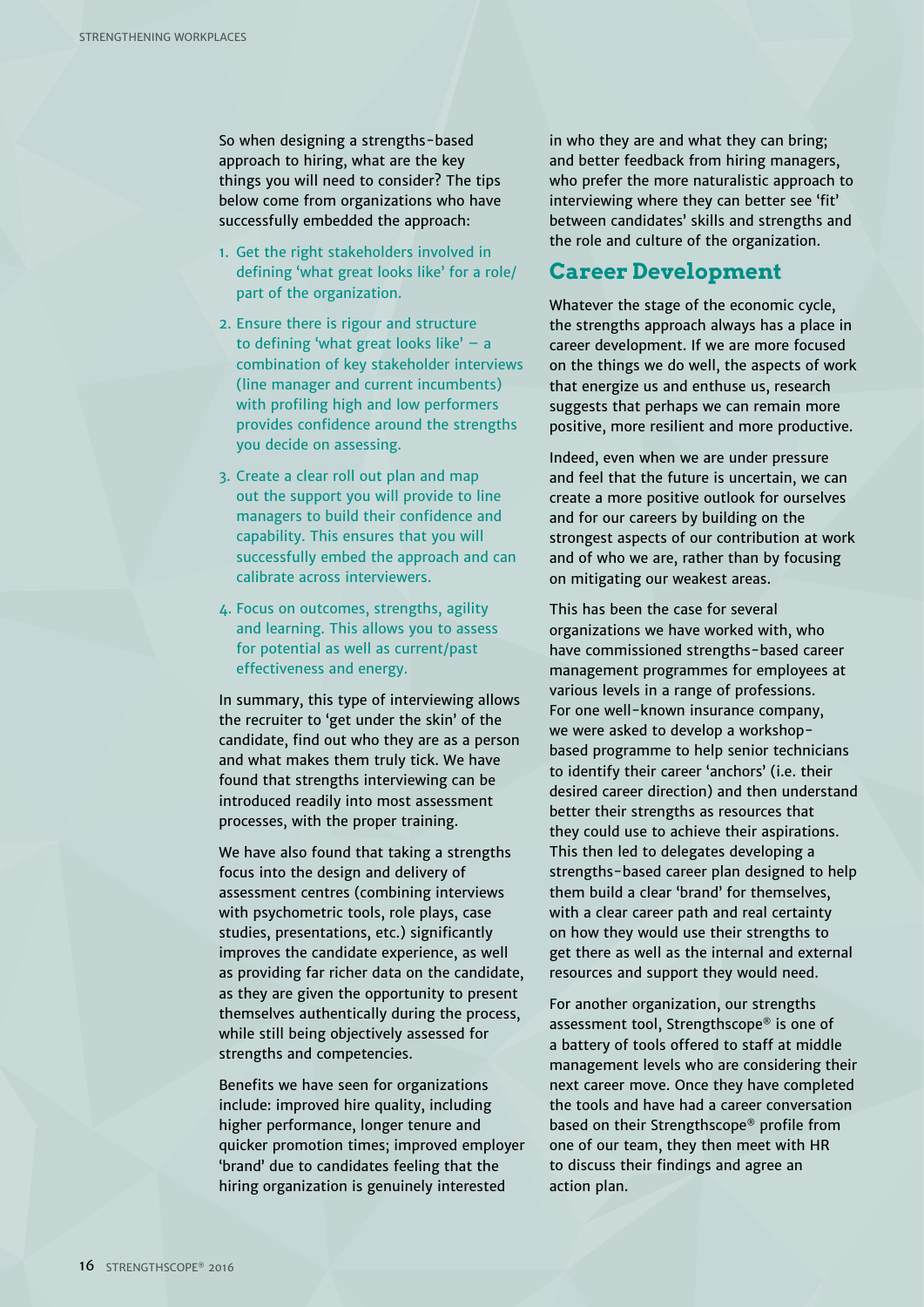So when designing a strengths-based approach to hiring, what are the key things you will need to consider? The tips below come from organizations who have successfully embedded the approach:

1. Get the right stakeholders involved in defining 'what great looks like' for a role/ part of the organization.
2. Ensure there is rigour and structure to defining 'what great looks like' – a combination of key stakeholder interviews (line manager and current incumbents) with profiling high and low performers provides confidence around the strengths you decide on assessing.
3. Create a clear roll out plan and map out the support you will provide to line managers to build their confidence and capability. This ensures that you will successfully embed the approach and can calibrate across interviewers.
4. Focus on outcomes, strengths, agility and learning. This allows you to assess for potential as well as current/past effectiveness and energy.

In summary, this type of interviewing allows the recruiter to 'get under the skin' of the candidate, find out who they are as a person and what makes them truly tick. We have found that strengths interviewing can be introduced readily into most assessment processes, with the proper training.

We have also found that taking a strengths focus into the design and delivery of assessment centres (combining interviews with psychometric tools, role plays, case studies, presentations, etc.) significantly improves the candidate experience, as well as providing far richer data on the candidate, as they are given the opportunity to present themselves authentically during the process, while still being objectively assessed for strengths and competencies.

Benefits we have seen for organizations include: improved hire quality, including higher performance, longer tenure and quicker promotion times; improved employer 'brand' due to candidates feeling that the hiring organization is genuinely interested in who they are and what they can bring; and better feedback from hiring managers, who prefer the more naturalistic approach to interviewing where they can better see 'fit' between candidates' skills and strengths and the role and culture of the organization.

## Career Development

Whatever the stage of the economic cycle, the strengths approach always has a place in career development. If we are more focused on the things we do well, the aspects of work that energize us and enthuse us, research suggests that perhaps we can remain more positive, more resilient and more productive.

Indeed, even when we are under pressure and feel that the future is uncertain, we can create a more positive outlook for ourselves and for our careers by building on the strongest aspects of our contribution at work and of who we are, rather than by focusing on mitigating our weakest areas.

This has been the case for several organizations we have worked with, who have commissioned strengths-based career management programmes for employees at various levels in a range of professions. For one well-known insurance company, we were asked to develop a workshop-based programme to help senior technicians to identify their career 'anchors' (i.e. their desired career direction) and then understand better their strengths as resources that they could use to achieve their aspirations. This then led to delegates developing a strengths-based career plan designed to help them build a clear 'brand' for themselves, with a clear career path and real certainty on how they would use their strengths to get there as well as the internal and external resources and support they would need.

For another organization, our strengths assessment tool, Strengthscope® is one of a battery of tools offered to staff at middle management levels who are considering their next career move. Once they have completed the tools and have had a career conversation based on their Strengthscope® profile from one of our team, they then meet with HR to discuss their findings and agree an action plan.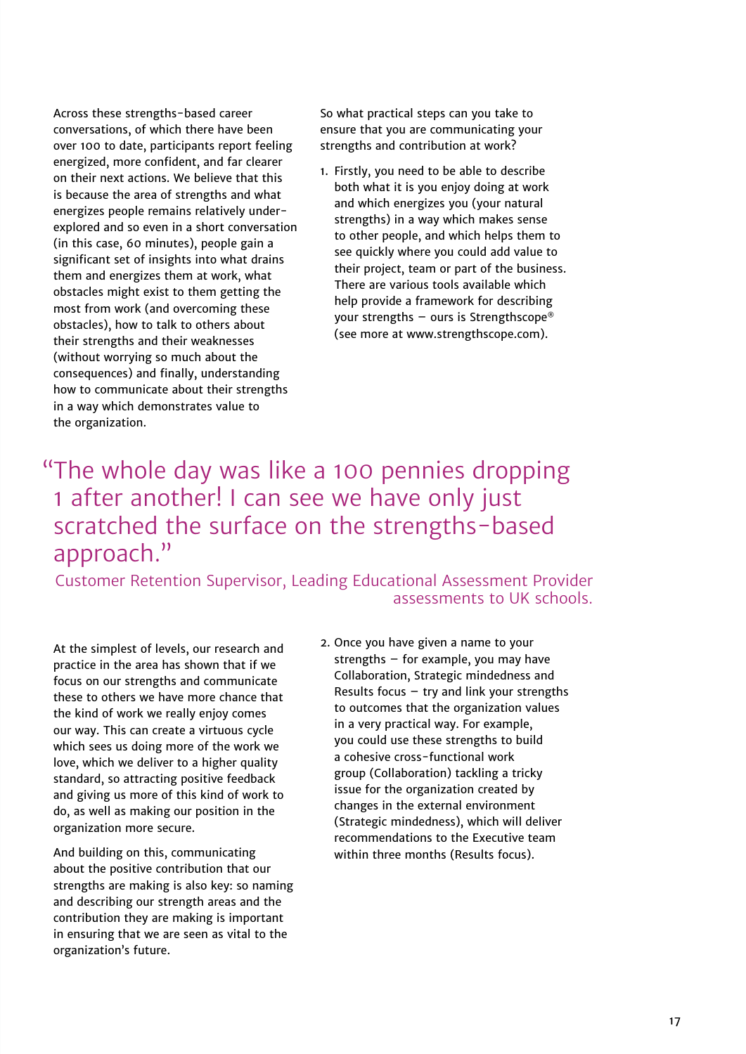Across these strengths-based career conversations, of which there have been over 100 to date, participants report feeling energized, more confident, and far clearer on their next actions. We believe that this is because the area of strengths and what energizes people remains relatively under-explored and so even in a short conversation (in this case, 60 minutes), people gain a significant set of insights into what drains them and energizes them at work, what obstacles might exist to them getting the most from work (and overcoming these obstacles), how to talk to others about their strengths and their weaknesses (without worrying so much about the consequences) and finally, understanding how to communicate about their strengths in a way which demonstrates value to the organization.

So what practical steps can you take to ensure that you are communicating your strengths and contribution at work?

1. Firstly, you need to be able to describe both what it is you enjoy doing at work and which energizes you (your natural strengths) in a way which makes sense to other people, and which helps them to see quickly where you could add value to their project, team or part of the business. There are various tools available which help provide a framework for describing your strengths – ours is Strengthscope® (see more at www.strengthscope.com).

> "The whole day was like a 100 pennies dropping 1 after another! I can see we have only just scratched the surface on the strengths-based approach."
>
> Customer Retention Supervisor, Leading Educational Assessment Provider assessments to UK schools.

At the simplest of levels, our research and practice in the area has shown that if we focus on our strengths and communicate these to others we have more chance that the kind of work we really enjoy comes our way. This can create a virtuous cycle which sees us doing more of the work we love, which we deliver to a higher quality standard, so attracting positive feedback and giving us more of this kind of work to do, as well as making our position in the organization more secure.

And building on this, communicating about the positive contribution that our strengths are making is also key: so naming and describing our strength areas and the contribution they are making is important in ensuring that we are seen as vital to the organization's future.

2. Once you have given a name to your strengths – for example, you may have Collaboration, Strategic mindedness and Results focus – try and link your strengths to outcomes that the organization values in a very practical way. For example, you could use these strengths to build a cohesive cross-functional work group (Collaboration) tackling a tricky issue for the organization created by changes in the external environment (Strategic mindedness), which will deliver recommendations to the Executive team within three months (Results focus).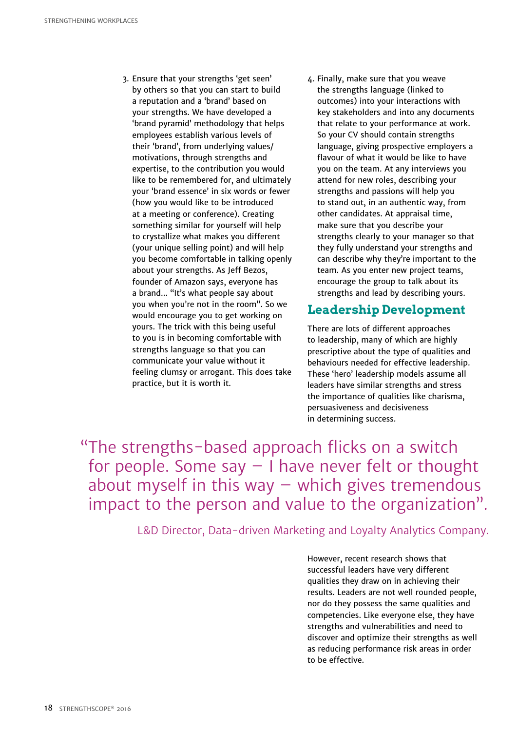3. Ensure that your strengths 'get seen' by others so that you can start to build a reputation and a 'brand' based on your strengths. We have developed a 'brand pyramid' methodology that helps employees establish various levels of their 'brand', from underlying values/ motivations, through strengths and expertise, to the contribution you would like to be remembered for, and ultimately your 'brand essence' in six words or fewer (how you would like to be introduced at a meeting or conference). Creating something similar for yourself will help to crystallize what makes you different (your unique selling point) and will help you become comfortable in talking openly about your strengths. As Jeff Bezos, founder of Amazon says, everyone has a brand... "It's what people say about you when you're not in the room". So we would encourage you to get working on yours. The trick with this being useful to you is in becoming comfortable with strengths language so that you can communicate your value without it feeling clumsy or arrogant. This does take practice, but it is worth it.

4. Finally, make sure that you weave the strengths language (linked to outcomes) into your interactions with key stakeholders and into any documents that relate to your performance at work. So your CV should contain strengths language, giving prospective employers a flavour of what it would be like to have you on the team. At any interviews you attend for new roles, describing your strengths and passions will help you to stand out, in an authentic way, from other candidates. At appraisal time, make sure that you describe your strengths clearly to your manager so that they fully understand your strengths and can describe why they're important to the team. As you enter new project teams, encourage the group to talk about its strengths and lead by describing yours.

## Leadership Development

There are lots of different approaches to leadership, many of which are highly prescriptive about the type of qualities and behaviours needed for effective leadership. These 'hero' leadership models assume all leaders have similar strengths and stress the importance of qualities like charisma, persuasiveness and decisiveness in determining success.

> "The strengths-based approach flicks on a switch for people. Some say – I have never felt or thought about myself in this way – which gives tremendous impact to the person and value to the organization".
>
> L&D Director, Data-driven Marketing and Loyalty Analytics Company.

However, recent research shows that successful leaders have very different qualities they draw on in achieving their results. Leaders are not well rounded people, nor do they possess the same qualities and competencies. Like everyone else, they have strengths and vulnerabilities and need to discover and optimize their strengths as well as reducing performance risk areas in order to be effective.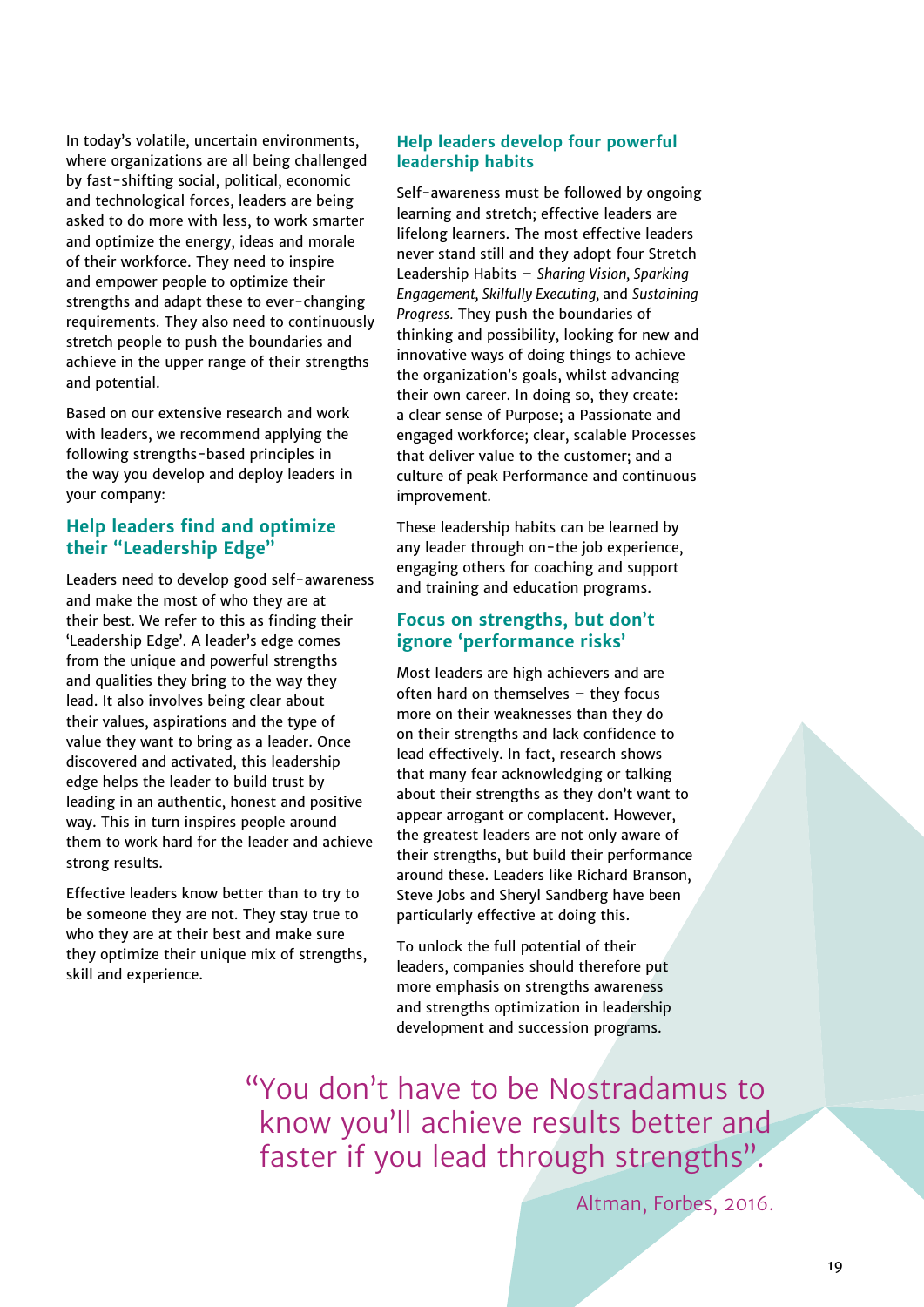In today's volatile, uncertain environments, where organizations are all being challenged by fast-shifting social, political, economic and technological forces, leaders are being asked to do more with less, to work smarter and optimize the energy, ideas and morale of their workforce. They need to inspire and empower people to optimize their strengths and adapt these to ever-changing requirements. They also need to continuously stretch people to push the boundaries and achieve in the upper range of their strengths and potential.

Based on our extensive research and work with leaders, we recommend applying the following strengths-based principles in the way you develop and deploy leaders in your company:

## Help leaders find and optimize their "Leadership Edge"

Leaders need to develop good self-awareness and make the most of who they are at their best. We refer to this as finding their 'Leadership Edge'. A leader's edge comes from the unique and powerful strengths and qualities they bring to the way they lead. It also involves being clear about their values, aspirations and the type of value they want to bring as a leader. Once discovered and activated, this leadership edge helps the leader to build trust by leading in an authentic, honest and positive way. This in turn inspires people around them to work hard for the leader and achieve strong results.

Effective leaders know better than to try to be someone they are not. They stay true to who they are at their best and make sure they optimize their unique mix of strengths, skill and experience.

## Help leaders develop four powerful leadership habits

Self-awareness must be followed by ongoing learning and stretch; effective leaders are lifelong learners. The most effective leaders never stand still and they adopt four Stretch Leadership Habits – *Sharing Vision, Sparking Engagement, Skilfully Executing,* and *Sustaining Progress.* They push the boundaries of thinking and possibility, looking for new and innovative ways of doing things to achieve the organization's goals, whilst advancing their own career. In doing so, they create: a clear sense of Purpose; a Passionate and engaged workforce; clear, scalable Processes that deliver value to the customer; and a culture of peak Performance and continuous improvement.

These leadership habits can be learned by any leader through on-the job experience, engaging others for coaching and support and training and education programs.

## Focus on strengths, but don't ignore 'performance risks'

Most leaders are high achievers and are often hard on themselves – they focus more on their weaknesses than they do on their strengths and lack confidence to lead effectively. In fact, research shows that many fear acknowledging or talking about their strengths as they don't want to appear arrogant or complacent. However, the greatest leaders are not only aware of their strengths, but build their performance around these. Leaders like Richard Branson, Steve Jobs and Sheryl Sandberg have been particularly effective at doing this.

To unlock the full potential of their leaders, companies should therefore put more emphasis on strengths awareness and strengths optimization in leadership development and succession programs.

> "You don't have to be Nostradamus to know you'll achieve results better and faster if you lead through strengths".
>
> Altman, Forbes, 2016.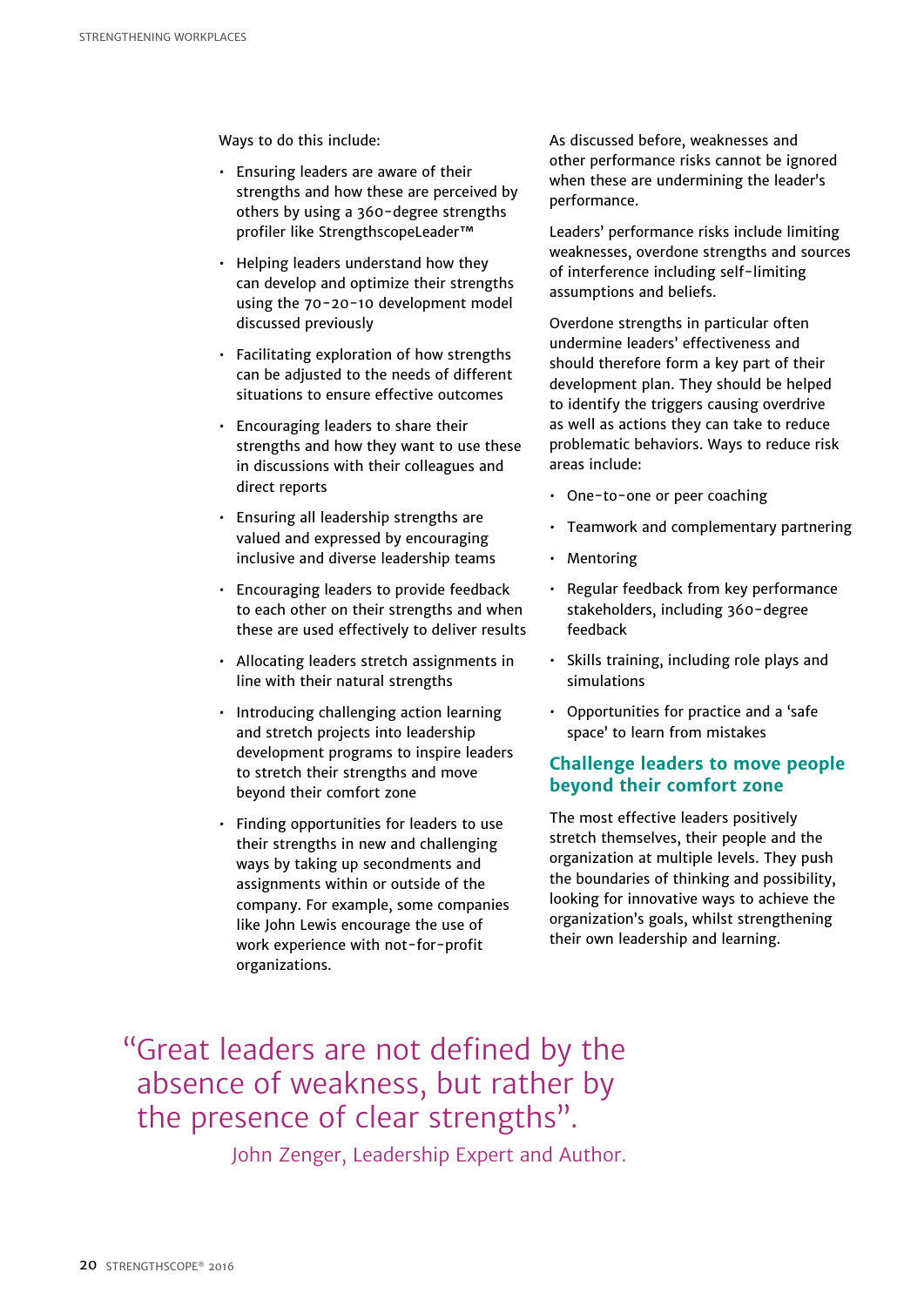Ways to do this include:

- Ensuring leaders are aware of their strengths and how these are perceived by others by using a 360-degree strengths profiler like StrengthscopeLeader™
- Helping leaders understand how they can develop and optimize their strengths using the 70-20-10 development model discussed previously
- Facilitating exploration of how strengths can be adjusted to the needs of different situations to ensure effective outcomes
- Encouraging leaders to share their strengths and how they want to use these in discussions with their colleagues and direct reports
- Ensuring all leadership strengths are valued and expressed by encouraging inclusive and diverse leadership teams
- Encouraging leaders to provide feedback to each other on their strengths and when these are used effectively to deliver results
- Allocating leaders stretch assignments in line with their natural strengths
- Introducing challenging action learning and stretch projects into leadership development programs to inspire leaders to stretch their strengths and move beyond their comfort zone
- Finding opportunities for leaders to use their strengths in new and challenging ways by taking up secondments and assignments within or outside of the company. For example, some companies like John Lewis encourage the use of work experience with not-for-profit organizations.

As discussed before, weaknesses and other performance risks cannot be ignored when these are undermining the leader's performance.

Leaders' performance risks include limiting weaknesses, overdone strengths and sources of interference including self-limiting assumptions and beliefs.

Overdone strengths in particular often undermine leaders' effectiveness and should therefore form a key part of their development plan. They should be helped to identify the triggers causing overdrive as well as actions they can take to reduce problematic behaviors. Ways to reduce risk areas include:

- One-to-one or peer coaching
- Teamwork and complementary partnering
- Mentoring
- Regular feedback from key performance stakeholders, including 360-degree feedback
- Skills training, including role plays and simulations
- Opportunities for practice and a 'safe space' to learn from mistakes

## Challenge leaders to move people beyond their comfort zone

The most effective leaders positively stretch themselves, their people and the organization at multiple levels. They push the boundaries of thinking and possibility, looking for innovative ways to achieve the organization's goals, whilst strengthening their own leadership and learning.

> "Great leaders are not defined by the absence of weakness, but rather by the presence of clear strengths".
>
> John Zenger, Leadership Expert and Author.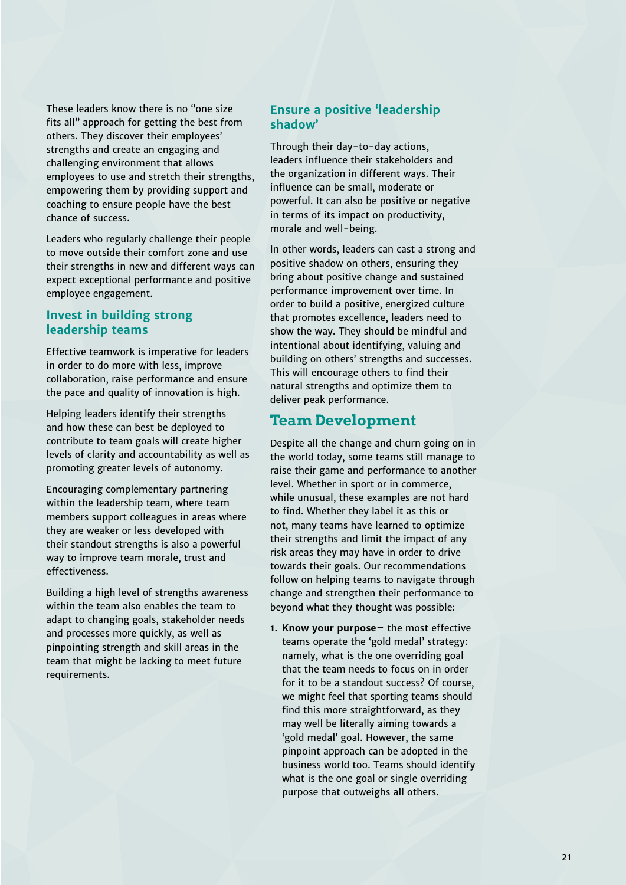These leaders know there is no "one size fits all" approach for getting the best from others. They discover their employees' strengths and create an engaging and challenging environment that allows employees to use and stretch their strengths, empowering them by providing support and coaching to ensure people have the best chance of success.

Leaders who regularly challenge their people to move outside their comfort zone and use their strengths in new and different ways can expect exceptional performance and positive employee engagement.

### Invest in building strong leadership teams

Effective teamwork is imperative for leaders in order to do more with less, improve collaboration, raise performance and ensure the pace and quality of innovation is high.

Helping leaders identify their strengths and how these can best be deployed to contribute to team goals will create higher levels of clarity and accountability as well as promoting greater levels of autonomy.

Encouraging complementary partnering within the leadership team, where team members support colleagues in areas where they are weaker or less developed with their standout strengths is also a powerful way to improve team morale, trust and effectiveness.

Building a high level of strengths awareness within the team also enables the team to adapt to changing goals, stakeholder needs and processes more quickly, as well as pinpointing strength and skill areas in the team that might be lacking to meet future requirements.

### Ensure a positive 'leadership shadow'

Through their day-to-day actions, leaders influence their stakeholders and the organization in different ways. Their influence can be small, moderate or powerful. It can also be positive or negative in terms of its impact on productivity, morale and well-being.

In other words, leaders can cast a strong and positive shadow on others, ensuring they bring about positive change and sustained performance improvement over time. In order to build a positive, energized culture that promotes excellence, leaders need to show the way. They should be mindful and intentional about identifying, valuing and building on others' strengths and successes. This will encourage others to find their natural strengths and optimize them to deliver peak performance.

## Team Development

Despite all the change and churn going on in the world today, some teams still manage to raise their game and performance to another level. Whether in sport or in commerce, while unusual, these examples are not hard to find. Whether they label it as this or not, many teams have learned to optimize their strengths and limit the impact of any risk areas they may have in order to drive towards their goals. Our recommendations follow on helping teams to navigate through change and strengthen their performance to beyond what they thought was possible:

1. **Know your purpose–** the most effective teams operate the 'gold medal' strategy: namely, what is the one overriding goal that the team needs to focus on in order for it to be a standout success? Of course, we might feel that sporting teams should find this more straightforward, as they may well be literally aiming towards a 'gold medal' goal. However, the same pinpoint approach can be adopted in the business world too. Teams should identify what is the one goal or single overriding purpose that outweighs all others.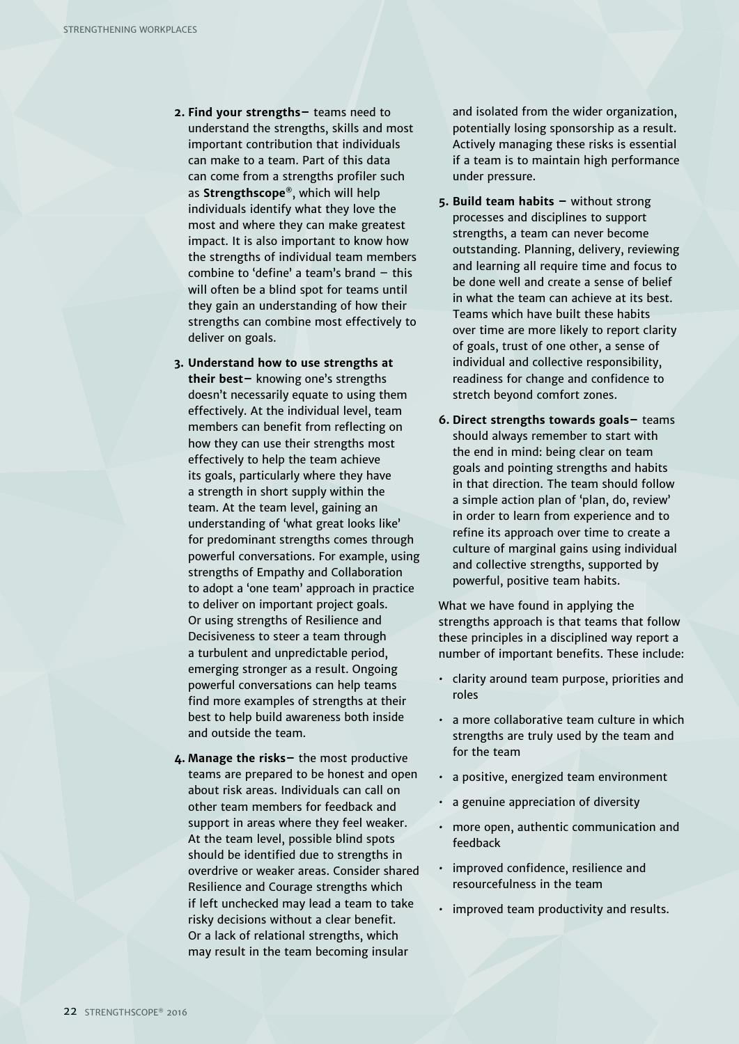2. **Find your strengths–** teams need to understand the strengths, skills and most important contribution that individuals can make to a team. Part of this data can come from a strengths profiler such as **Strengthscope**®, which will help individuals identify what they love the most and where they can make greatest impact. It is also important to know how the strengths of individual team members combine to 'define' a team's brand – this will often be a blind spot for teams until they gain an understanding of how their strengths can combine most effectively to deliver on goals.

3. **Understand how to use strengths at their best–** knowing one's strengths doesn't necessarily equate to using them effectively. At the individual level, team members can benefit from reflecting on how they can use their strengths most effectively to help the team achieve its goals, particularly where they have a strength in short supply within the team. At the team level, gaining an understanding of 'what great looks like' for predominant strengths comes through powerful conversations. For example, using strengths of Empathy and Collaboration to adopt a 'one team' approach in practice to deliver on important project goals. Or using strengths of Resilience and Decisiveness to steer a team through a turbulent and unpredictable period, emerging stronger as a result. Ongoing powerful conversations can help teams find more examples of strengths at their best to help build awareness both inside and outside the team.

4. **Manage the risks–** the most productive teams are prepared to be honest and open about risk areas. Individuals can call on other team members for feedback and support in areas where they feel weaker. At the team level, possible blind spots should be identified due to strengths in overdrive or weaker areas. Consider shared Resilience and Courage strengths which if left unchecked may lead a team to take risky decisions without a clear benefit. Or a lack of relational strengths, which may result in the team becoming insular and isolated from the wider organization, potentially losing sponsorship as a result. Actively managing these risks is essential if a team is to maintain high performance under pressure.

5. **Build team habits –** without strong processes and disciplines to support strengths, a team can never become outstanding. Planning, delivery, reviewing and learning all require time and focus to be done well and create a sense of belief in what the team can achieve at its best. Teams which have built these habits over time are more likely to report clarity of goals, trust of one other, a sense of individual and collective responsibility, readiness for change and confidence to stretch beyond comfort zones.

6. **Direct strengths towards goals–** teams should always remember to start with the end in mind: being clear on team goals and pointing strengths and habits in that direction. The team should follow a simple action plan of 'plan, do, review' in order to learn from experience and to refine its approach over time to create a culture of marginal gains using individual and collective strengths, supported by powerful, positive team habits.

What we have found in applying the strengths approach is that teams that follow these principles in a disciplined way report a number of important benefits. These include:

- clarity around team purpose, priorities and roles
- a more collaborative team culture in which strengths are truly used by the team and for the team
- a positive, energized team environment
- a genuine appreciation of diversity
- more open, authentic communication and feedback
- improved confidence, resilience and resourcefulness in the team
- improved team productivity and results.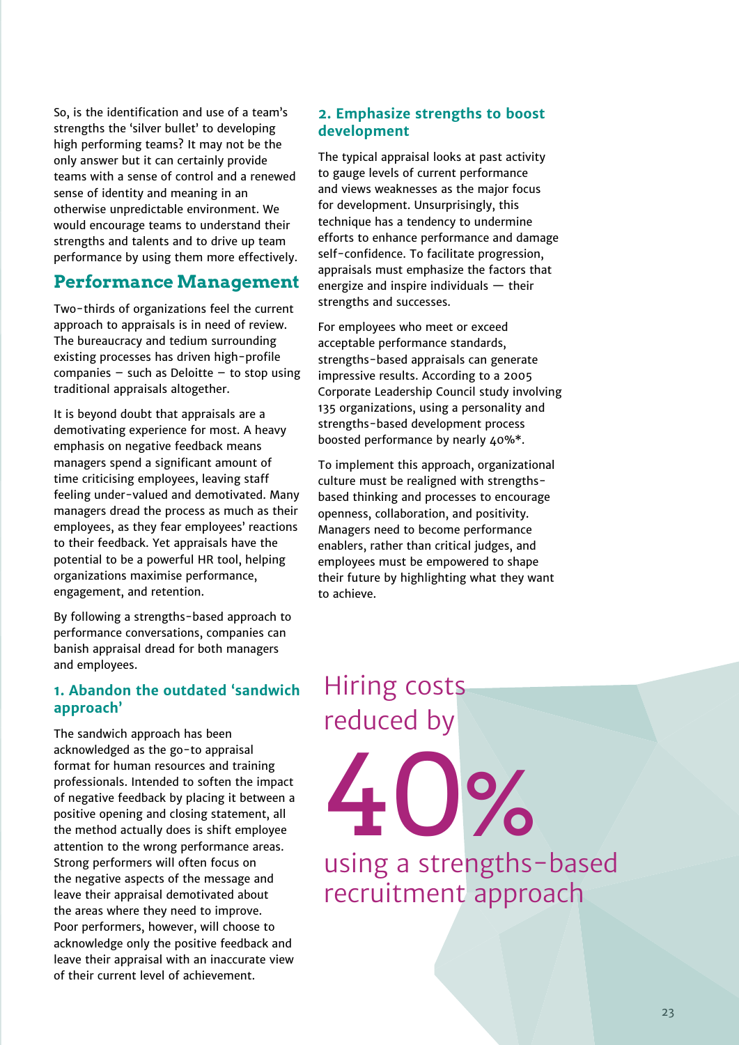So, is the identification and use of a team's strengths the 'silver bullet' to developing high performing teams? It may not be the only answer but it can certainly provide teams with a sense of control and a renewed sense of identity and meaning in an otherwise unpredictable environment. We would encourage teams to understand their strengths and talents and to drive up team performance by using them more effectively.

## Performance Management

Two-thirds of organizations feel the current approach to appraisals is in need of review. The bureaucracy and tedium surrounding existing processes has driven high-profile companies – such as Deloitte – to stop using traditional appraisals altogether.

It is beyond doubt that appraisals are a demotivating experience for most. A heavy emphasis on negative feedback means managers spend a significant amount of time criticising employees, leaving staff feeling under-valued and demotivated. Many managers dread the process as much as their employees, as they fear employees' reactions to their feedback. Yet appraisals have the potential to be a powerful HR tool, helping organizations maximise performance, engagement, and retention.

By following a strengths-based approach to performance conversations, companies can banish appraisal dread for both managers and employees.

### 1. Abandon the outdated 'sandwich approach'

The sandwich approach has been acknowledged as the go-to appraisal format for human resources and training professionals. Intended to soften the impact of negative feedback by placing it between a positive opening and closing statement, all the method actually does is shift employee attention to the wrong performance areas. Strong performers will often focus on the negative aspects of the message and leave their appraisal demotivated about the areas where they need to improve. Poor performers, however, will choose to acknowledge only the positive feedback and leave their appraisal with an inaccurate view of their current level of achievement.

### 2. Emphasize strengths to boost development

The typical appraisal looks at past activity to gauge levels of current performance and views weaknesses as the major focus for development. Unsurprisingly, this technique has a tendency to undermine efforts to enhance performance and damage self-confidence. To facilitate progression, appraisals must emphasize the factors that energize and inspire individuals — their strengths and successes.

For employees who meet or exceed acceptable performance standards, strengths-based appraisals can generate impressive results. According to a 2005 Corporate Leadership Council study involving 135 organizations, using a personality and strengths-based development process boosted performance by nearly 40%*.

To implement this approach, organizational culture must be realigned with strengths-based thinking and processes to encourage openness, collaboration, and positivity. Managers need to become performance enablers, rather than critical judges, and employees must be empowered to shape their future by highlighting what they want to achieve.

Hiring costs reduced by

**40%**

using a strengths-based recruitment approach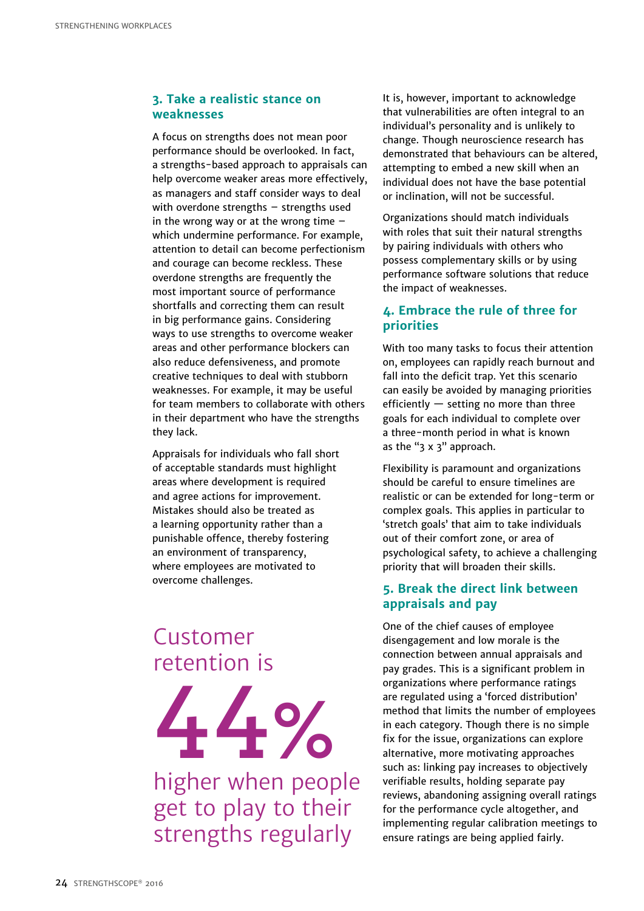## 3. Take a realistic stance on weaknesses

A focus on strengths does not mean poor performance should be overlooked. In fact, a strengths-based approach to appraisals can help overcome weaker areas more effectively, as managers and staff consider ways to deal with overdone strengths – strengths used in the wrong way or at the wrong time – which undermine performance. For example, attention to detail can become perfectionism and courage can become reckless. These overdone strengths are frequently the most important source of performance shortfalls and correcting them can result in big performance gains. Considering ways to use strengths to overcome weaker areas and other performance blockers can also reduce defensiveness, and promote creative techniques to deal with stubborn weaknesses. For example, it may be useful for team members to collaborate with others in their department who have the strengths they lack.

Appraisals for individuals who fall short of acceptable standards must highlight areas where development is required and agree actions for improvement. Mistakes should also be treated as a learning opportunity rather than a punishable offence, thereby fostering an environment of transparency, where employees are motivated to overcome challenges.

Customer retention is **44%** higher when people get to play to their strengths regularly

It is, however, important to acknowledge that vulnerabilities are often integral to an individual's personality and is unlikely to change. Though neuroscience research has demonstrated that behaviours can be altered, attempting to embed a new skill when an individual does not have the base potential or inclination, will not be successful.

Organizations should match individuals with roles that suit their natural strengths by pairing individuals with others who possess complementary skills or by using performance software solutions that reduce the impact of weaknesses.

## 4. Embrace the rule of three for priorities

With too many tasks to focus their attention on, employees can rapidly reach burnout and fall into the deficit trap. Yet this scenario can easily be avoided by managing priorities efficiently — setting no more than three goals for each individual to complete over a three-month period in what is known as the "3 x 3" approach.

Flexibility is paramount and organizations should be careful to ensure timelines are realistic or can be extended for long-term or complex goals. This applies in particular to 'stretch goals' that aim to take individuals out of their comfort zone, or area of psychological safety, to achieve a challenging priority that will broaden their skills.

## 5. Break the direct link between appraisals and pay

One of the chief causes of employee disengagement and low morale is the connection between annual appraisals and pay grades. This is a significant problem in organizations where performance ratings are regulated using a 'forced distribution' method that limits the number of employees in each category. Though there is no simple fix for the issue, organizations can explore alternative, more motivating approaches such as: linking pay increases to objectively verifiable results, holding separate pay reviews, abandoning assigning overall ratings for the performance cycle altogether, and implementing regular calibration meetings to ensure ratings are being applied fairly.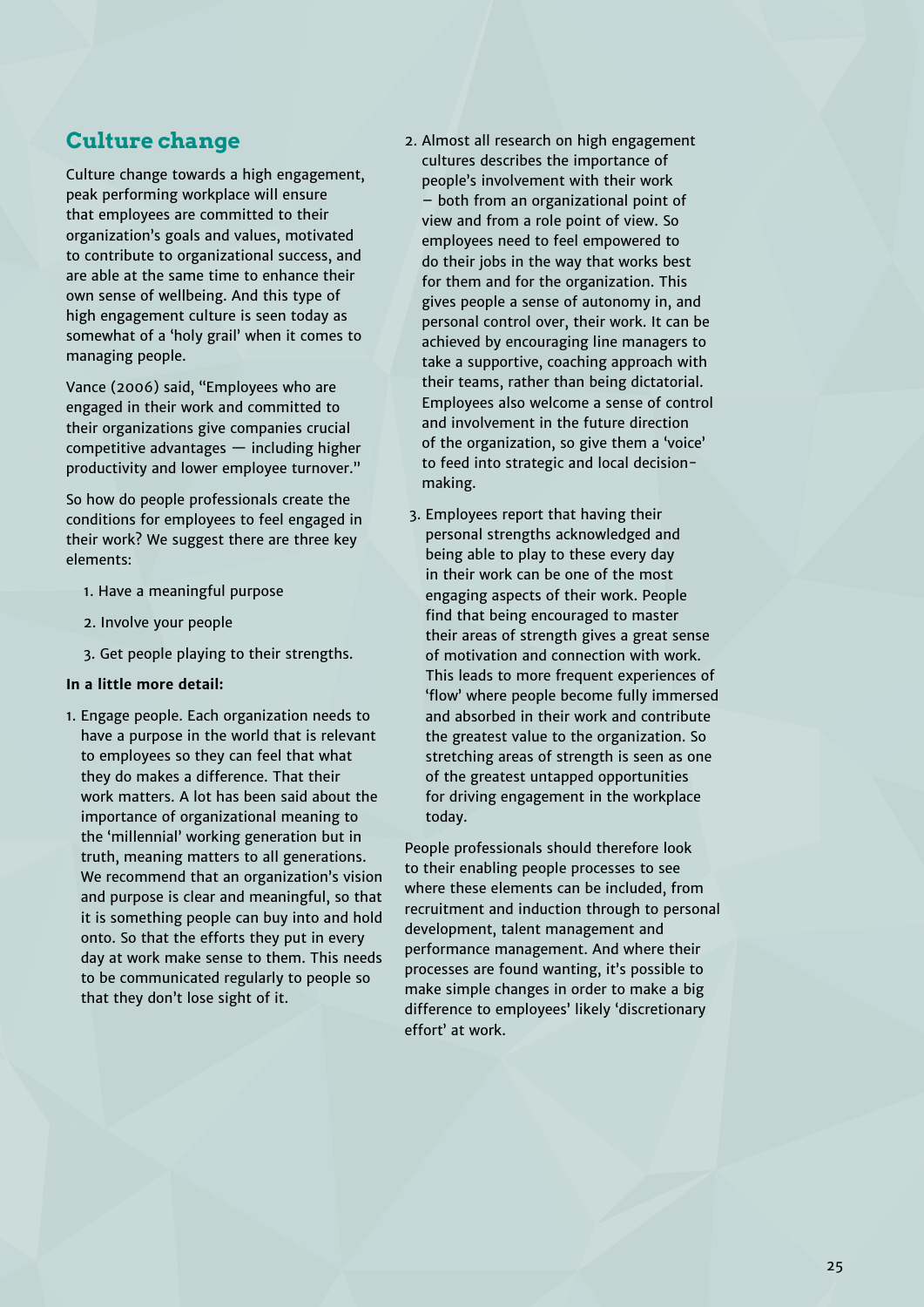## Culture change

Culture change towards a high engagement, peak performing workplace will ensure that employees are committed to their organization's goals and values, motivated to contribute to organizational success, and are able at the same time to enhance their own sense of wellbeing. And this type of high engagement culture is seen today as somewhat of a 'holy grail' when it comes to managing people.

Vance (2006) said, "Employees who are engaged in their work and committed to their organizations give companies crucial competitive advantages — including higher productivity and lower employee turnover."

So how do people professionals create the conditions for employees to feel engaged in their work? We suggest there are three key elements:

1. Have a meaningful purpose
2. Involve your people
3. Get people playing to their strengths.

**In a little more detail:**

1. Engage people. Each organization needs to have a purpose in the world that is relevant to employees so they can feel that what they do makes a difference. That their work matters. A lot has been said about the importance of organizational meaning to the 'millennial' working generation but in truth, meaning matters to all generations. We recommend that an organization's vision and purpose is clear and meaningful, so that it is something people can buy into and hold onto. So that the efforts they put in every day at work make sense to them. This needs to be communicated regularly to people so that they don't lose sight of it.

2. Almost all research on high engagement cultures describes the importance of people's involvement with their work – both from an organizational point of view and from a role point of view. So employees need to feel empowered to do their jobs in the way that works best for them and for the organization. This gives people a sense of autonomy in, and personal control over, their work. It can be achieved by encouraging line managers to take a supportive, coaching approach with their teams, rather than being dictatorial. Employees also welcome a sense of control and involvement in the future direction of the organization, so give them a 'voice' to feed into strategic and local decision-making.

3. Employees report that having their personal strengths acknowledged and being able to play to these every day in their work can be one of the most engaging aspects of their work. People find that being encouraged to master their areas of strength gives a great sense of motivation and connection with work. This leads to more frequent experiences of 'flow' where people become fully immersed and absorbed in their work and contribute the greatest value to the organization. So stretching areas of strength is seen as one of the greatest untapped opportunities for driving engagement in the workplace today.

People professionals should therefore look to their enabling people processes to see where these elements can be included, from recruitment and induction through to personal development, talent management and performance management. And where their processes are found wanting, it's possible to make simple changes in order to make a big difference to employees' likely 'discretionary effort' at work.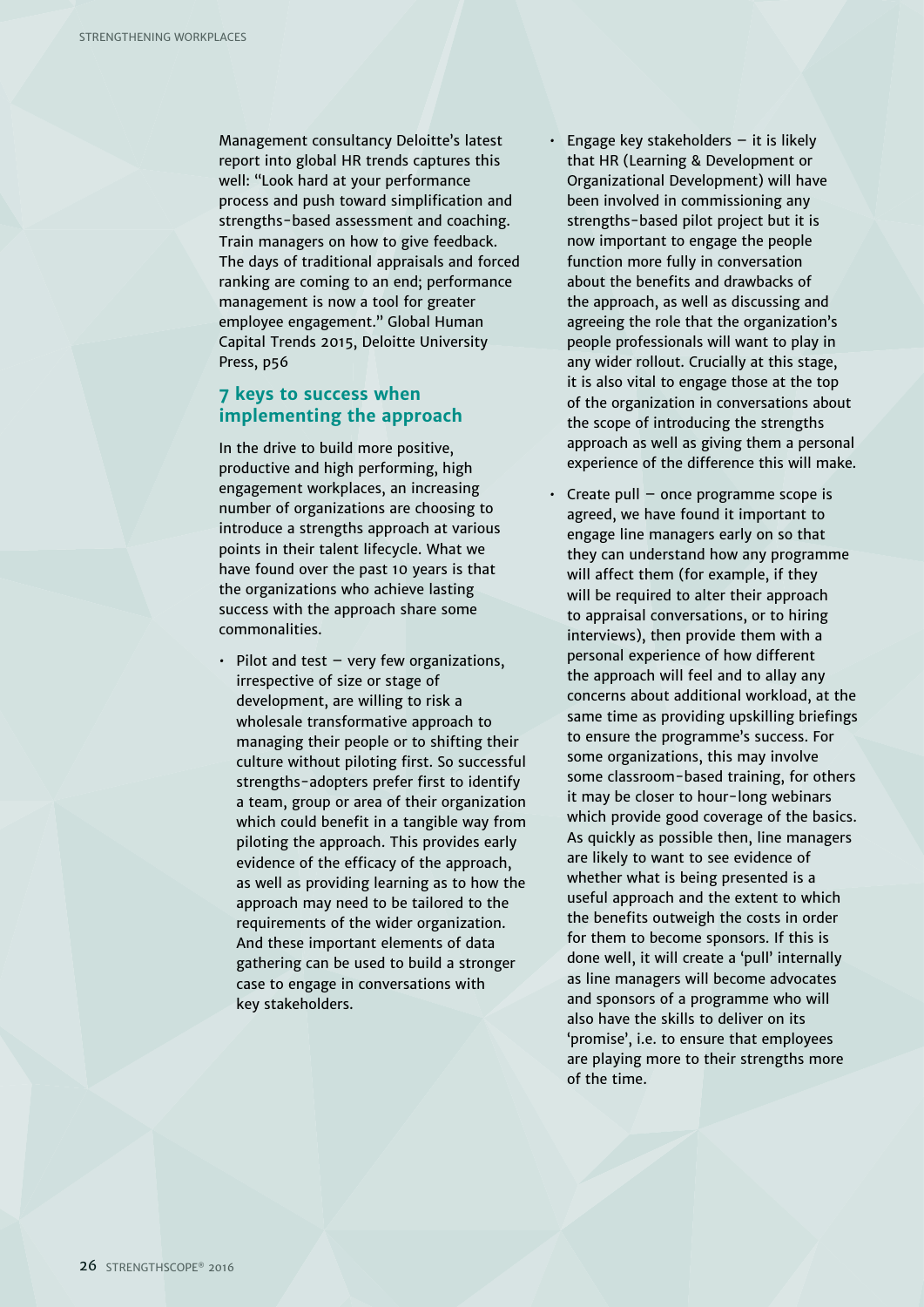Management consultancy Deloitte's latest report into global HR trends captures this well: "Look hard at your performance process and push toward simplification and strengths-based assessment and coaching. Train managers on how to give feedback. The days of traditional appraisals and forced ranking are coming to an end; performance management is now a tool for greater employee engagement." Global Human Capital Trends 2015, Deloitte University Press, p56

## 7 keys to success when implementing the approach

In the drive to build more positive, productive and high performing, high engagement workplaces, an increasing number of organizations are choosing to introduce a strengths approach at various points in their talent lifecycle. What we have found over the past 10 years is that the organizations who achieve lasting success with the approach share some commonalities.

- Pilot and test – very few organizations, irrespective of size or stage of development, are willing to risk a wholesale transformative approach to managing their people or to shifting their culture without piloting first. So successful strengths-adopters prefer first to identify a team, group or area of their organization which could benefit in a tangible way from piloting the approach. This provides early evidence of the efficacy of the approach, as well as providing learning as to how the approach may need to be tailored to the requirements of the wider organization. And these important elements of data gathering can be used to build a stronger case to engage in conversations with key stakeholders.
- Engage key stakeholders – it is likely that HR (Learning & Development or Organizational Development) will have been involved in commissioning any strengths-based pilot project but it is now important to engage the people function more fully in conversation about the benefits and drawbacks of the approach, as well as discussing and agreeing the role that the organization's people professionals will want to play in any wider rollout. Crucially at this stage, it is also vital to engage those at the top of the organization in conversations about the scope of introducing the strengths approach as well as giving them a personal experience of the difference this will make.
- Create pull – once programme scope is agreed, we have found it important to engage line managers early on so that they can understand how any programme will affect them (for example, if they will be required to alter their approach to appraisal conversations, or to hiring interviews), then provide them with a personal experience of how different the approach will feel and to allay any concerns about additional workload, at the same time as providing upskilling briefings to ensure the programme's success. For some organizations, this may involve some classroom-based training, for others it may be closer to hour-long webinars which provide good coverage of the basics. As quickly as possible then, line managers are likely to want to see evidence of whether what is being presented is a useful approach and the extent to which the benefits outweigh the costs in order for them to become sponsors. If this is done well, it will create a 'pull' internally as line managers will become advocates and sponsors of a programme who will also have the skills to deliver on its 'promise', i.e. to ensure that employees are playing more to their strengths more of the time.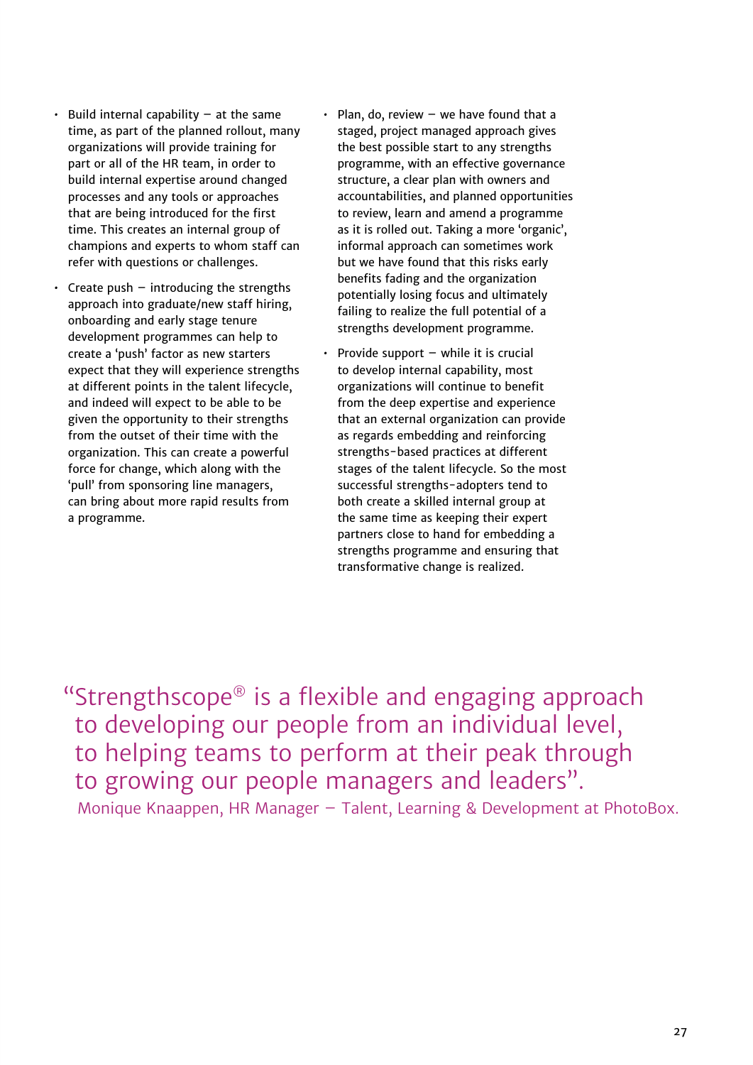- Build internal capability – at the same time, as part of the planned rollout, many organizations will provide training for part or all of the HR team, in order to build internal expertise around changed processes and any tools or approaches that are being introduced for the first time. This creates an internal group of champions and experts to whom staff can refer with questions or challenges.
- Create push – introducing the strengths approach into graduate/new staff hiring, onboarding and early stage tenure development programmes can help to create a 'push' factor as new starters expect that they will experience strengths at different points in the talent lifecycle, and indeed will expect to be able to be given the opportunity to their strengths from the outset of their time with the organization. This can create a powerful force for change, which along with the 'pull' from sponsoring line managers, can bring about more rapid results from a programme.
- Plan, do, review – we have found that a staged, project managed approach gives the best possible start to any strengths programme, with an effective governance structure, a clear plan with owners and accountabilities, and planned opportunities to review, learn and amend a programme as it is rolled out. Taking a more 'organic', informal approach can sometimes work but we have found that this risks early benefits fading and the organization potentially losing focus and ultimately failing to realize the full potential of a strengths development programme.
- Provide support – while it is crucial to develop internal capability, most organizations will continue to benefit from the deep expertise and experience that an external organization can provide as regards embedding and reinforcing strengths-based practices at different stages of the talent lifecycle. So the most successful strengths-adopters tend to both create a skilled internal group at the same time as keeping their expert partners close to hand for embedding a strengths programme and ensuring that transformative change is realized.

> "Strengthscope® is a flexible and engaging approach to developing our people from an individual level, to helping teams to perform at their peak through to growing our people managers and leaders".
>
> Monique Knaappen, HR Manager – Talent, Learning & Development at PhotoBox.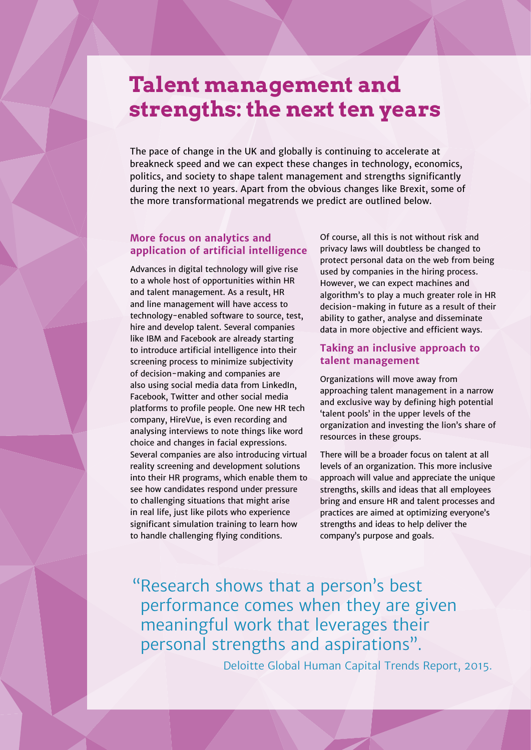# Talent management and strengths: the next ten years

The pace of change in the UK and globally is continuing to accelerate at breakneck speed and we can expect these changes in technology, economics, politics, and society to shape talent management and strengths significantly during the next 10 years. Apart from the obvious changes like Brexit, some of the more transformational megatrends we predict are outlined below.

## More focus on analytics and application of artificial intelligence

Advances in digital technology will give rise to a whole host of opportunities within HR and talent management. As a result, HR and line management will have access to technology-enabled software to source, test, hire and develop talent. Several companies like IBM and Facebook are already starting to introduce artificial intelligence into their screening process to minimize subjectivity of decision-making and companies are also using social media data from LinkedIn, Facebook, Twitter and other social media platforms to profile people. One new HR tech company, HireVue, is even recording and analysing interviews to note things like word choice and changes in facial expressions. Several companies are also introducing virtual reality screening and development solutions into their HR programs, which enable them to see how candidates respond under pressure to challenging situations that might arise in real life, just like pilots who experience significant simulation training to learn how to handle challenging flying conditions.

Of course, all this is not without risk and privacy laws will doubtless be changed to protect personal data on the web from being used by companies in the hiring process. However, we can expect machines and algorithm's to play a much greater role in HR decision-making in future as a result of their ability to gather, analyse and disseminate data in more objective and efficient ways.

## Taking an inclusive approach to talent management

Organizations will move away from approaching talent management in a narrow and exclusive way by defining high potential 'talent pools' in the upper levels of the organization and investing the lion's share of resources in these groups.

There will be a broader focus on talent at all levels of an organization. This more inclusive approach will value and appreciate the unique strengths, skills and ideas that all employees bring and ensure HR and talent processes and practices are aimed at optimizing everyone's strengths and ideas to help deliver the company's purpose and goals.

> "Research shows that a person's best performance comes when they are given meaningful work that leverages their personal strengths and aspirations".
>
> Deloitte Global Human Capital Trends Report, 2015.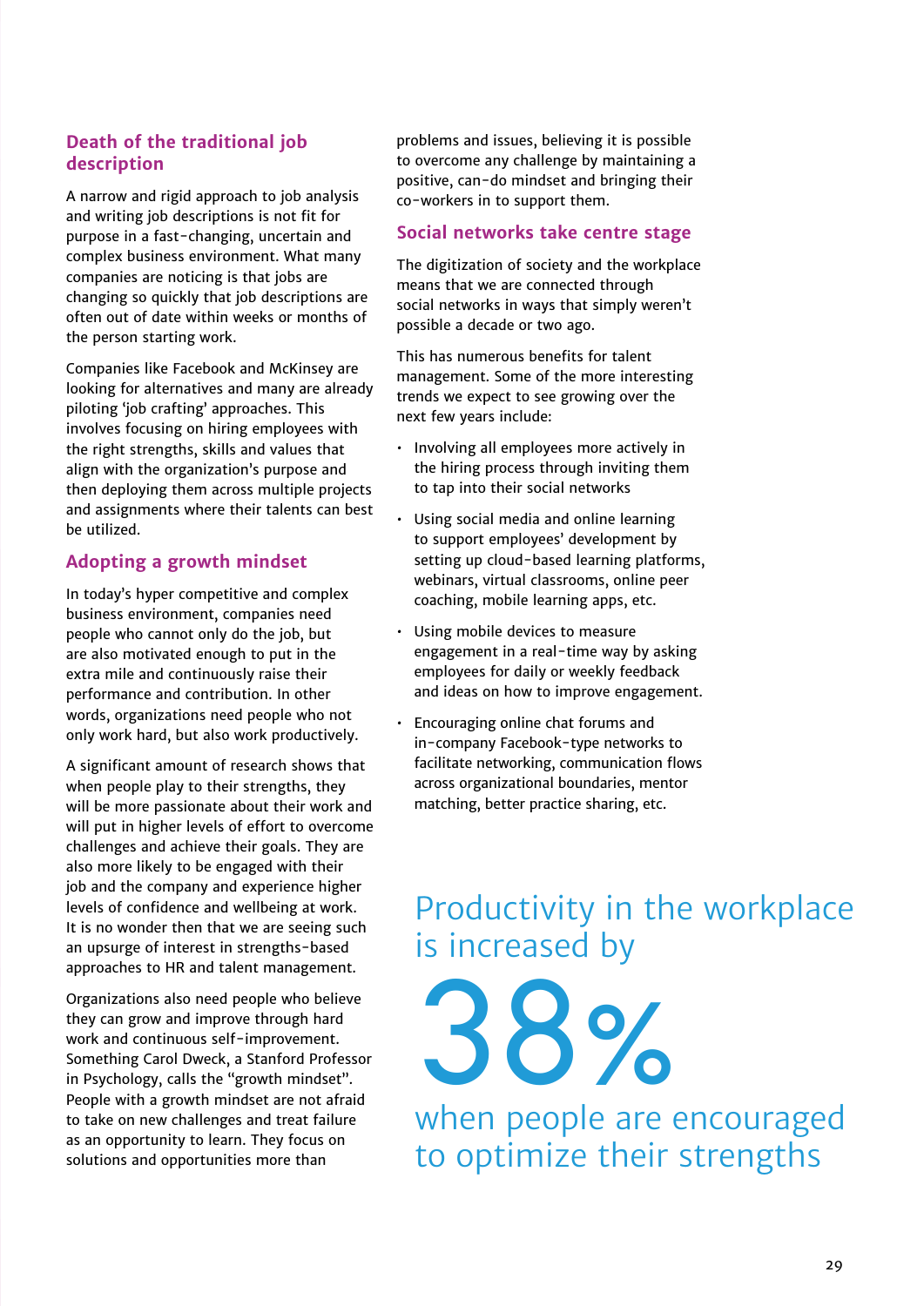## Death of the traditional job description

A narrow and rigid approach to job analysis and writing job descriptions is not fit for purpose in a fast-changing, uncertain and complex business environment. What many companies are noticing is that jobs are changing so quickly that job descriptions are often out of date within weeks or months of the person starting work.

Companies like Facebook and McKinsey are looking for alternatives and many are already piloting 'job crafting' approaches. This involves focusing on hiring employees with the right strengths, skills and values that align with the organization's purpose and then deploying them across multiple projects and assignments where their talents can best be utilized.

## Adopting a growth mindset

In today's hyper competitive and complex business environment, companies need people who cannot only do the job, but are also motivated enough to put in the extra mile and continuously raise their performance and contribution. In other words, organizations need people who not only work hard, but also work productively.

A significant amount of research shows that when people play to their strengths, they will be more passionate about their work and will put in higher levels of effort to overcome challenges and achieve their goals. They are also more likely to be engaged with their job and the company and experience higher levels of confidence and wellbeing at work. It is no wonder then that we are seeing such an upsurge of interest in strengths-based approaches to HR and talent management.

Organizations also need people who believe they can grow and improve through hard work and continuous self-improvement. Something Carol Dweck, a Stanford Professor in Psychology, calls the "growth mindset". People with a growth mindset are not afraid to take on new challenges and treat failure as an opportunity to learn. They focus on solutions and opportunities more than problems and issues, believing it is possible to overcome any challenge by maintaining a positive, can-do mindset and bringing their co-workers in to support them.

## Social networks take centre stage

The digitization of society and the workplace means that we are connected through social networks in ways that simply weren't possible a decade or two ago.

This has numerous benefits for talent management. Some of the more interesting trends we expect to see growing over the next few years include:

- Involving all employees more actively in the hiring process through inviting them to tap into their social networks
- Using social media and online learning to support employees' development by setting up cloud-based learning platforms, webinars, virtual classrooms, online peer coaching, mobile learning apps, etc.
- Using mobile devices to measure engagement in a real-time way by asking employees for daily or weekly feedback and ideas on how to improve engagement.
- Encouraging online chat forums and in-company Facebook-type networks to facilitate networking, communication flows across organizational boundaries, mentor matching, better practice sharing, etc.

Productivity in the workplace is increased by

**38%**

when people are encouraged to optimize their strengths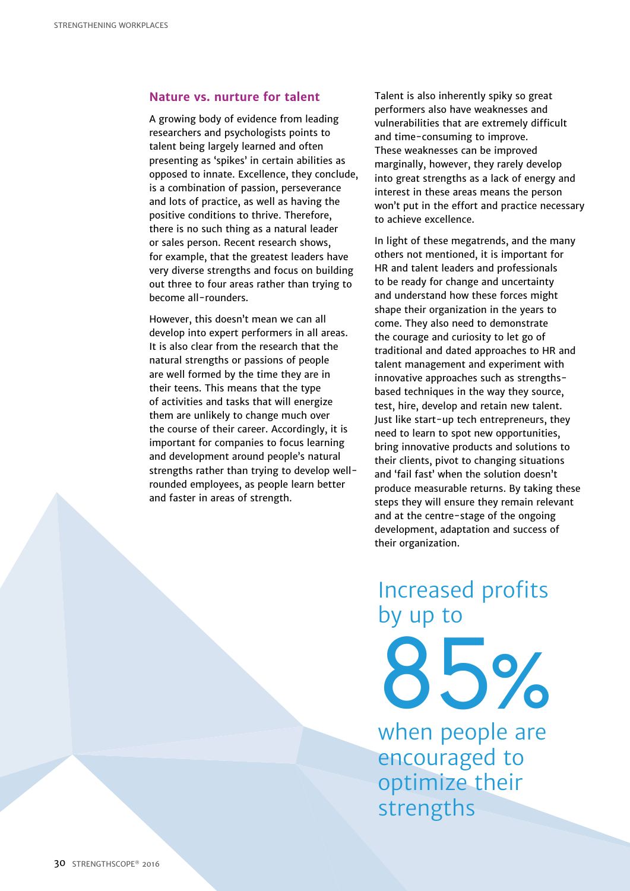## Nature vs. nurture for talent

A growing body of evidence from leading researchers and psychologists points to talent being largely learned and often presenting as 'spikes' in certain abilities as opposed to innate. Excellence, they conclude, is a combination of passion, perseverance and lots of practice, as well as having the positive conditions to thrive. Therefore, there is no such thing as a natural leader or sales person. Recent research shows, for example, that the greatest leaders have very diverse strengths and focus on building out three to four areas rather than trying to become all-rounders.

However, this doesn't mean we can all develop into expert performers in all areas. It is also clear from the research that the natural strengths or passions of people are well formed by the time they are in their teens. This means that the type of activities and tasks that will energize them are unlikely to change much over the course of their career. Accordingly, it is important for companies to focus learning and development around people's natural strengths rather than trying to develop well-rounded employees, as people learn better and faster in areas of strength.

Talent is also inherently spiky so great performers also have weaknesses and vulnerabilities that are extremely difficult and time-consuming to improve. These weaknesses can be improved marginally, however, they rarely develop into great strengths as a lack of energy and interest in these areas means the person won't put in the effort and practice necessary to achieve excellence.

In light of these megatrends, and the many others not mentioned, it is important for HR and talent leaders and professionals to be ready for change and uncertainty and understand how these forces might shape their organization in the years to come. They also need to demonstrate the courage and curiosity to let go of traditional and dated approaches to HR and talent management and experiment with innovative approaches such as strengths-based techniques in the way they source, test, hire, develop and retain new talent. Just like start-up tech entrepreneurs, they need to learn to spot new opportunities, bring innovative products and solutions to their clients, pivot to changing situations and 'fail fast' when the solution doesn't produce measurable returns. By taking these steps they will ensure they remain relevant and at the centre-stage of the ongoing development, adaptation and success of their organization.

Increased profits by up to

85%

when people are encouraged to optimize their strengths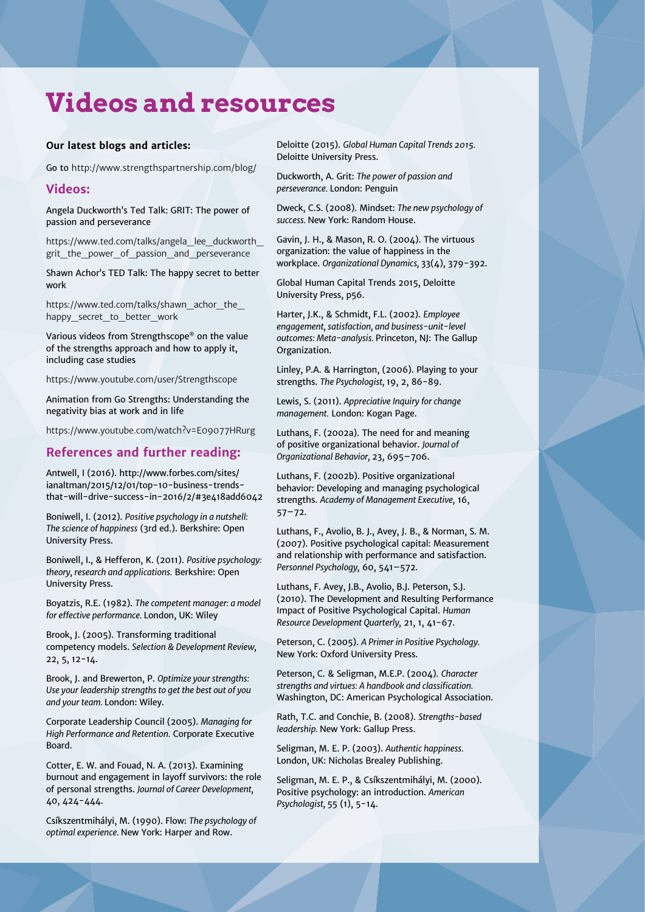# Videos and resources

**Our latest blogs and articles:**

Go to http://www.strengthspartnership.com/blog/

## Videos:

Angela Duckworth's Ted Talk: GRIT: The power of passion and perseverance

https://www.ted.com/talks/angela_lee_duckworth_grit_the_power_of_passion_and_perseverance

Shawn Achor's TED Talk: The happy secret to better work

https://www.ted.com/talks/shawn_achor_the_happy_secret_to_better_work

Various videos from Strengthscope® on the value of the strengths approach and how to apply it, including case studies

https://www.youtube.com/user/Strengthscope

Animation from Go Strengths: Understanding the negativity bias at work and in life

https://www.youtube.com/watch?v=E09077HRurg

## References and further reading:

Antwell, I (2016). http://www.forbes.com/sites/ianaltman/2015/12/01/top-10-business-trends-that-will-drive-success-in-2016/2/#3e418add6042

Boniwell, I. (2012). *Positive psychology in a nutshell: The science of happiness* (3rd ed.). Berkshire: Open University Press.

Boniwell, I., & Hefferon, K. (2011). *Positive psychology: theory, research and applications.* Berkshire: Open University Press.

Boyatzis, R.E. (1982). *The competent manager: a model for effective performance.* London, UK: Wiley

Brook, J. (2005). Transforming traditional competency models. *Selection & Development Review,* 22, 5, 12-14.

Brook, J. and Brewerton, P. *Optimize your strengths: Use your leadership strengths to get the best out of you and your team.* London: Wiley.

Corporate Leadership Council (2005). *Managing for High Performance and Retention.* Corporate Executive Board.

Cotter, E. W. and Fouad, N. A. (2013). Examining burnout and engagement in layoff survivors: the role of personal strengths. *Journal of Career Development,* 40, 424-444.

Csíkszentmihályi, M. (1990). Flow: *The psychology of optimal experience.* New York: Harper and Row.

Deloitte (2015). *Global Human Capital Trends 2015.* Deloitte University Press.

Duckworth, A. Grit: *The power of passion and perseverance.* London: Penguin

Dweck, C.S. (2008). Mindset: *The new psychology of success.* New York: Random House.

Gavin, J. H., & Mason, R. O. (2004). The virtuous organization: the value of happiness in the workplace. *Organizational Dynamics,* 33(4), 379-392.

Global Human Capital Trends 2015, Deloitte University Press, p56.

Harter, J.K., & Schmidt, F.L. (2002). *Employee engagement, satisfaction, and business-unit-level outcomes: Meta-analysis.* Princeton, NJ: The Gallup Organization.

Linley, P.A. & Harrington, (2006). Playing to your strengths. *The Psychologist,* 19, 2, 86-89.

Lewis, S. (2011). *Appreciative Inquiry for change management.* London: Kogan Page.

Luthans, F. (2002a). The need for and meaning of positive organizational behavior. *Journal of Organizational Behavior,* 23, 695–706.

Luthans, F. (2002b). Positive organizational behavior: Developing and managing psychological strengths. *Academy of Management Executive,* 16, 57–72.

Luthans, F., Avolio, B. J., Avey, J. B., & Norman, S. M. (2007). Positive psychological capital: Measurement and relationship with performance and satisfaction. *Personnel Psychology,* 60, 541–572.

Luthans, F. Avey, J.B., Avolio, B.J. Peterson, S.J. (2010). The Development and Resulting Performance Impact of Positive Psychological Capital. *Human Resource Development Quarterly,* 21, 1, 41-67.

Peterson, C. (2005). *A Primer in Positive Psychology.* New York: Oxford University Press.

Peterson, C. & Seligman, M.E.P. (2004). *Character strengths and virtues: A handbook and classification.* Washington, DC: American Psychological Association.

Rath, T.C. and Conchie, B. (2008). *Strengths-based leadership.* New York: Gallup Press.

Seligman, M. E. P. (2003). *Authentic happiness.* London, UK: Nicholas Brealey Publishing.

Seligman, M. E. P., & Csíkszentmihályi, M. (2000). Positive psychology: an introduction. *American Psychologist,* 55 (1), 5-14.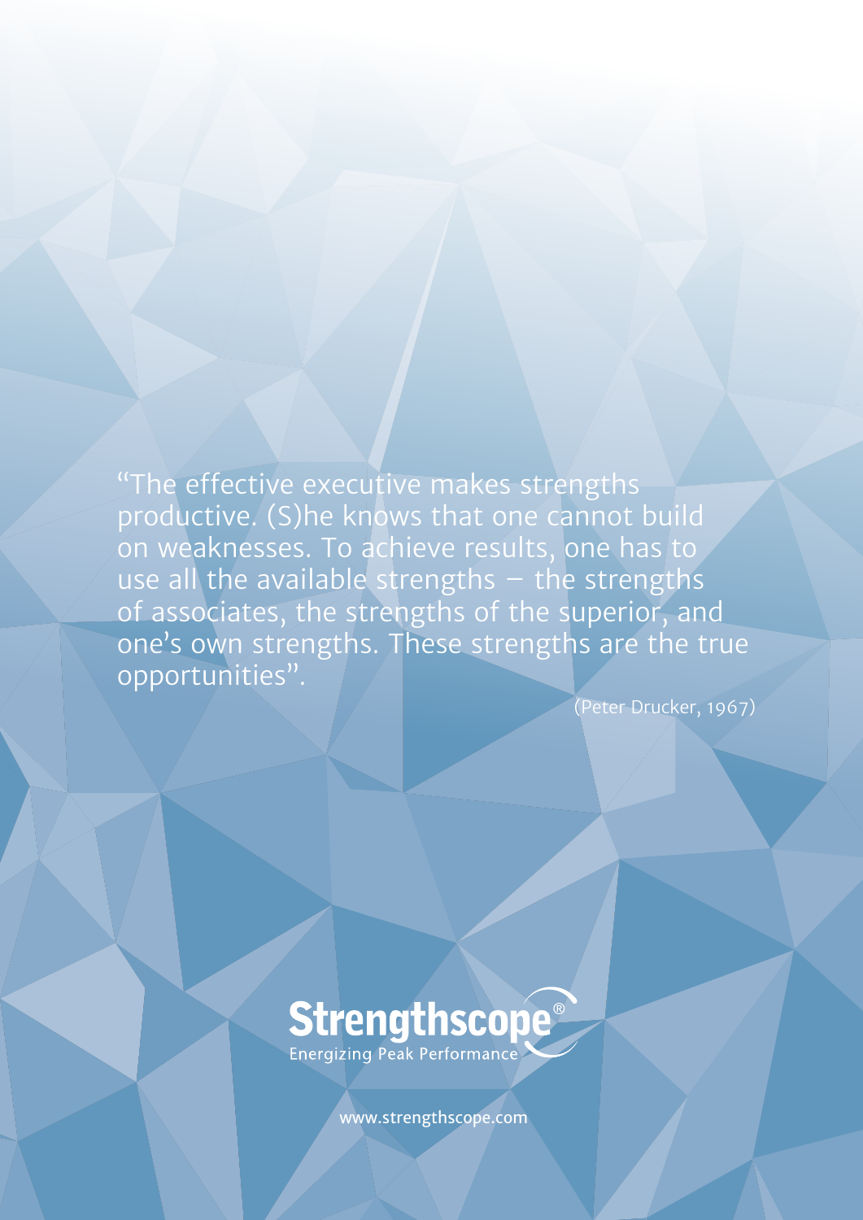"The effective executive makes strengths productive. (S)he knows that one cannot build on weaknesses. To achieve results, one has to use all the available strengths – the strengths of associates, the strengths of the superior, and one's own strengths. These strengths are the true opportunities".

(Peter Drucker, 1967)

Strengthscope®

Energizing Peak Performance

www.strengthscope.com